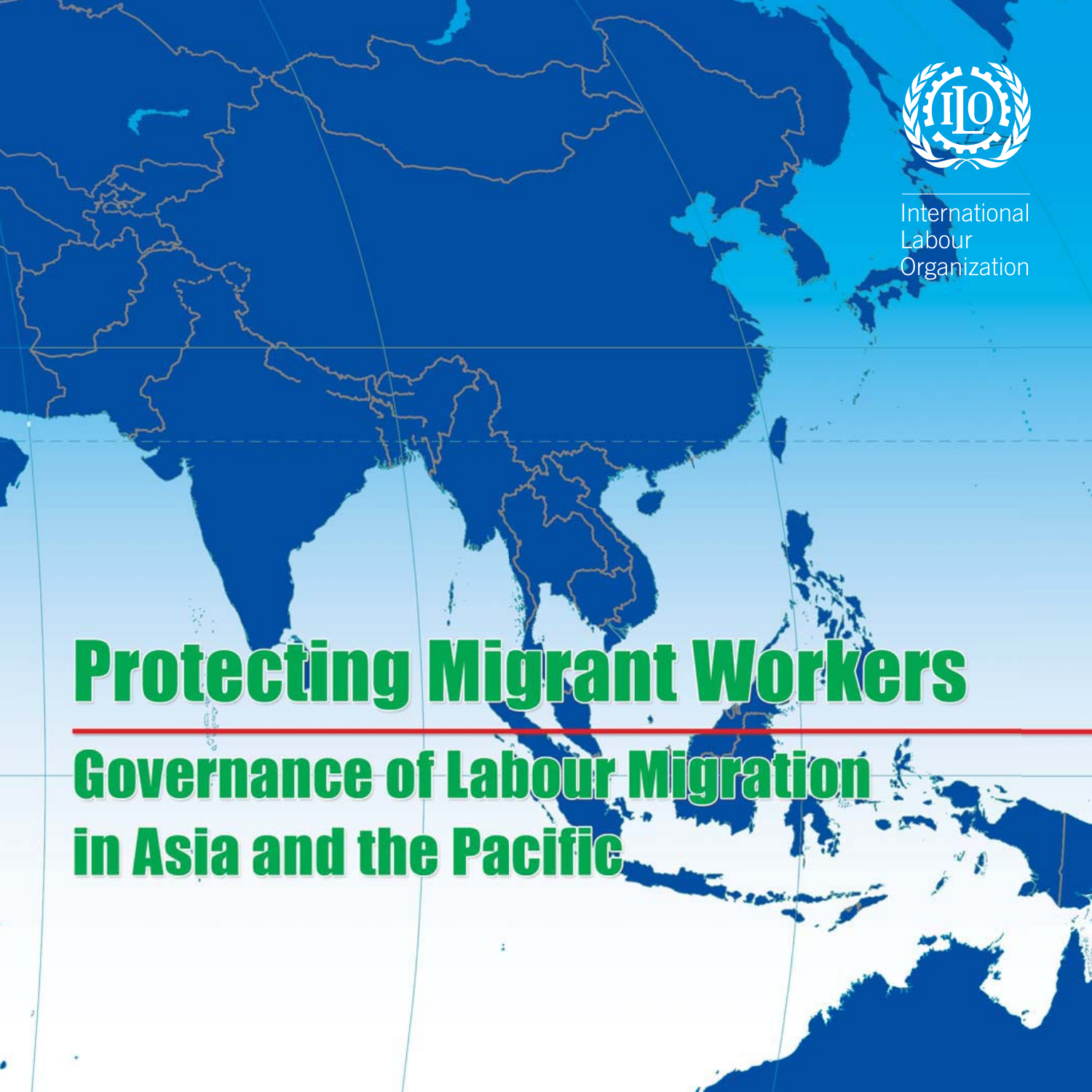International Labour Organization

# Protecting Migrant Workers

## Governance of Labour Migration in Asia and the Pacific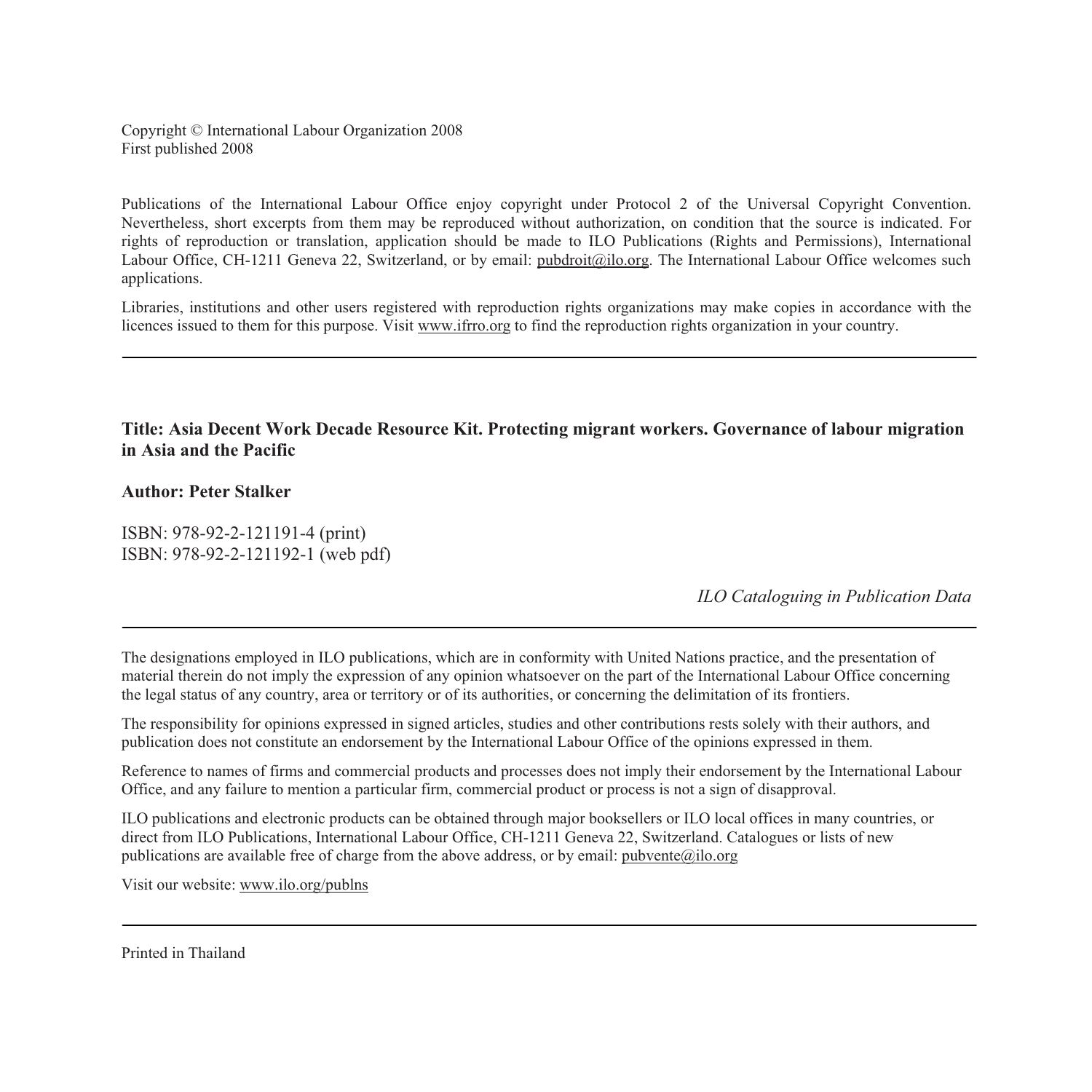Copyright © International Labour Organization 2008
First published 2008

Publications of the International Labour Office enjoy copyright under Protocol 2 of the Universal Copyright Convention. Nevertheless, short excerpts from them may be reproduced without authorization, on condition that the source is indicated. For rights of reproduction or translation, application should be made to ILO Publications (Rights and Permissions), International Labour Office, CH-1211 Geneva 22, Switzerland, or by email: pubdroit@ilo.org. The International Labour Office welcomes such applications.

Libraries, institutions and other users registered with reproduction rights organizations may make copies in accordance with the licences issued to them for this purpose. Visit www.ifrro.org to find the reproduction rights organization in your country.

---

**Title: Asia Decent Work Decade Resource Kit. Protecting migrant workers. Governance of labour migration in Asia and the Pacific**

**Author: Peter Stalker**

ISBN: 978-92-2-121191-4 (print)
ISBN: 978-92-2-121192-1 (web pdf)

*ILO Cataloguing in Publication Data*

---

The designations employed in ILO publications, which are in conformity with United Nations practice, and the presentation of material therein do not imply the expression of any opinion whatsoever on the part of the International Labour Office concerning the legal status of any country, area or territory or of its authorities, or concerning the delimitation of its frontiers.

The responsibility for opinions expressed in signed articles, studies and other contributions rests solely with their authors, and publication does not constitute an endorsement by the International Labour Office of the opinions expressed in them.

Reference to names of firms and commercial products and processes does not imply their endorsement by the International Labour Office, and any failure to mention a particular firm, commercial product or process is not a sign of disapproval.

ILO publications and electronic products can be obtained through major booksellers or ILO local offices in many countries, or direct from ILO Publications, International Labour Office, CH-1211 Geneva 22, Switzerland. Catalogues or lists of new publications are available free of charge from the above address, or by email: pubvente@ilo.org

Visit our website: www.ilo.org/publns

---

Printed in Thailand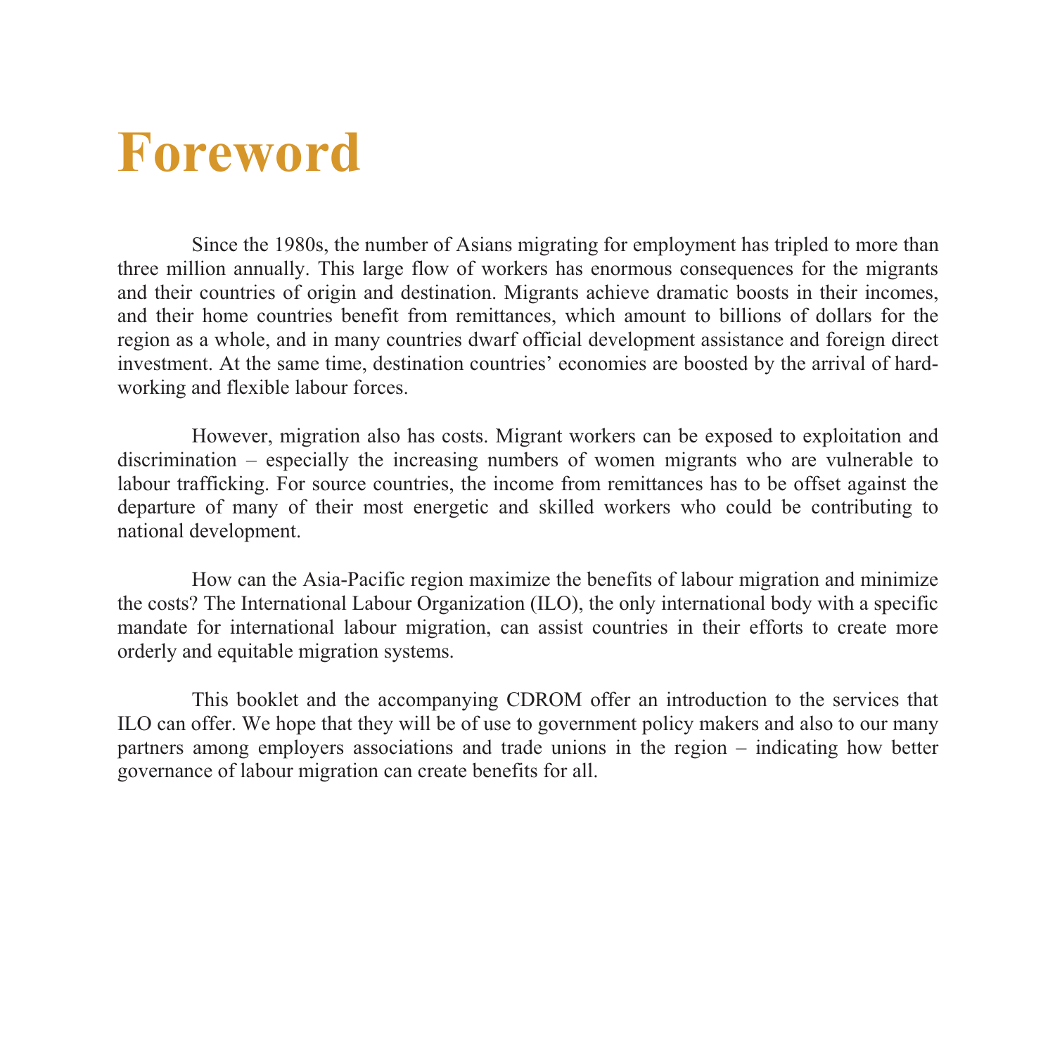# Foreword

Since the 1980s, the number of Asians migrating for employment has tripled to more than three million annually. This large flow of workers has enormous consequences for the migrants and their countries of origin and destination. Migrants achieve dramatic boosts in their incomes, and their home countries benefit from remittances, which amount to billions of dollars for the region as a whole, and in many countries dwarf official development assistance and foreign direct investment. At the same time, destination countries' economies are boosted by the arrival of hard-working and flexible labour forces.

However, migration also has costs. Migrant workers can be exposed to exploitation and discrimination – especially the increasing numbers of women migrants who are vulnerable to labour trafficking. For source countries, the income from remittances has to be offset against the departure of many of their most energetic and skilled workers who could be contributing to national development.

How can the Asia-Pacific region maximize the benefits of labour migration and minimize the costs? The International Labour Organization (ILO), the only international body with a specific mandate for international labour migration, can assist countries in their efforts to create more orderly and equitable migration systems.

This booklet and the accompanying CDROM offer an introduction to the services that ILO can offer. We hope that they will be of use to government policy makers and also to our many partners among employers associations and trade unions in the region – indicating how better governance of labour migration can create benefits for all.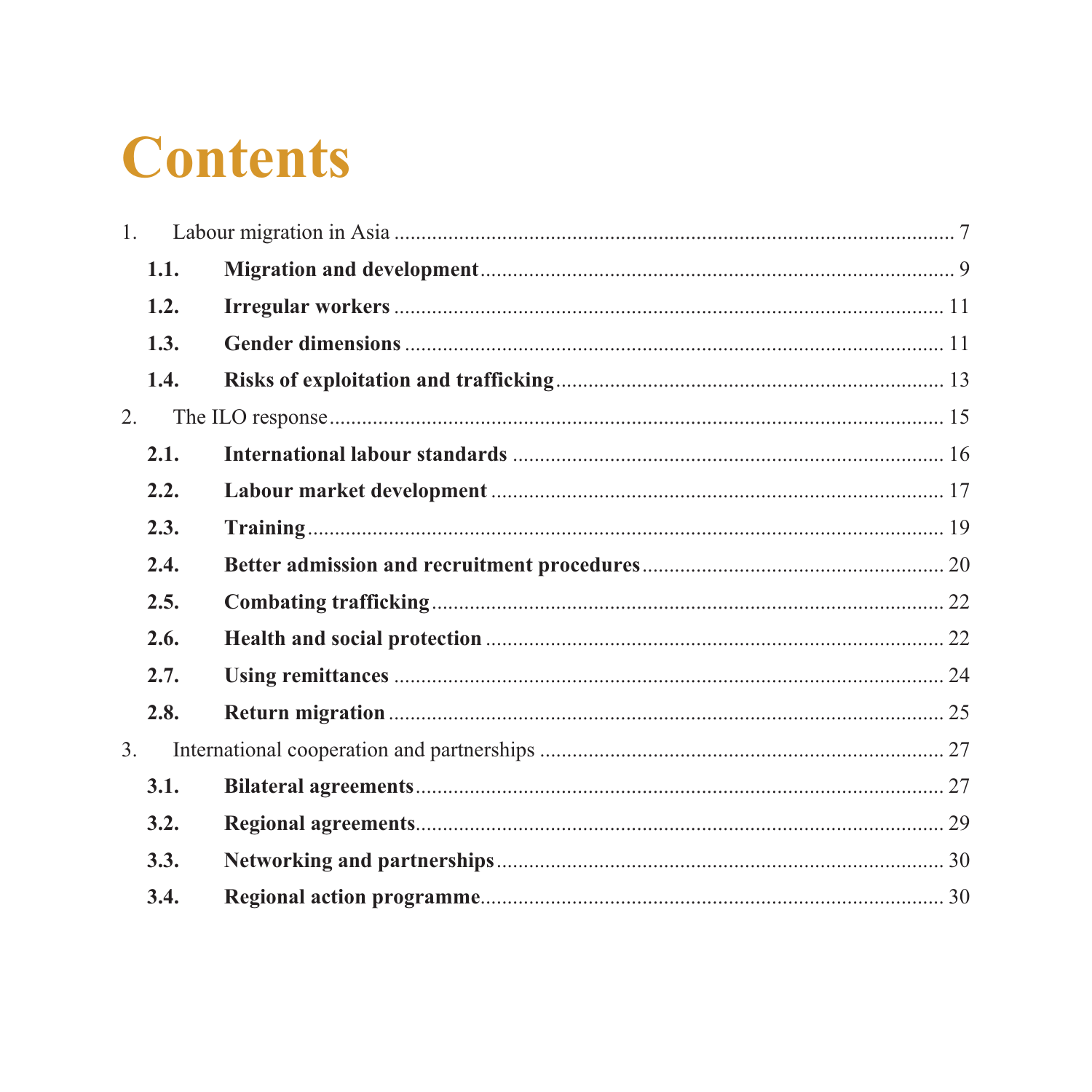# Contents

1. Labour migration in Asia ........................................................................................ 7
   - **1.1. Migration and development** ........................................................................ 9
   - **1.2. Irregular workers** ........................................................................................ 11
   - **1.3. Gender dimensions** .................................................................................... 11
   - **1.4. Risks of exploitation and trafficking** ......................................................... 13
2. The ILO response ..................................................................................................... 15
   - **2.1. International labour standards** ................................................................. 16
   - **2.2. Labour market development** ..................................................................... 17
   - **2.3. Training** ...................................................................................................... 19
   - **2.4. Better admission and recruitment procedures** ........................................ 20
   - **2.5. Combating trafficking** ................................................................................ 22
   - **2.6. Health and social protection** .................................................................... 22
   - **2.7. Using remittances** ...................................................................................... 24
   - **2.8. Return migration** ....................................................................................... 25
3. International cooperation and partnerships ........................................................... 27
   - **3.1. Bilateral agreements** .................................................................................. 27
   - **3.2. Regional agreements** .................................................................................. 29
   - **3.3. Networking and partnerships** .................................................................... 30
   - **3.4. Regional action programme** ....................................................................... 30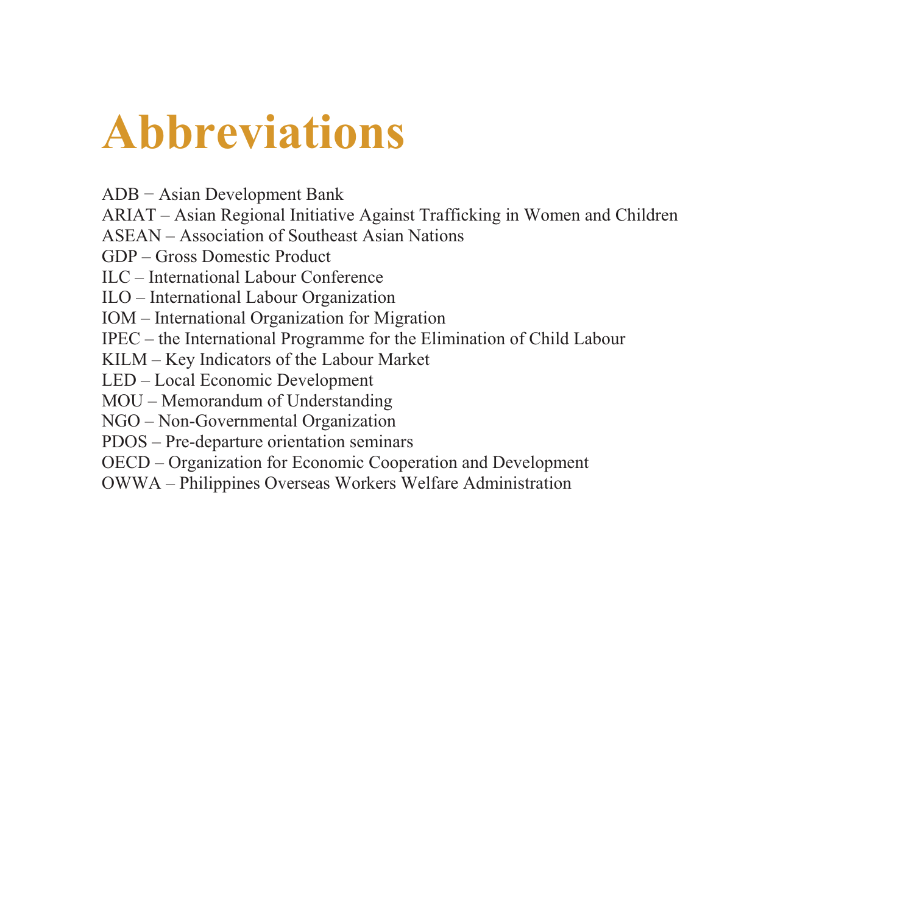# Abbreviations

ADB − Asian Development Bank
ARIAT – Asian Regional Initiative Against Trafficking in Women and Children
ASEAN – Association of Southeast Asian Nations
GDP – Gross Domestic Product
ILC – International Labour Conference
ILO – International Labour Organization
IOM – International Organization for Migration
IPEC – the International Programme for the Elimination of Child Labour
KILM – Key Indicators of the Labour Market
LED – Local Economic Development
MOU – Memorandum of Understanding
NGO – Non-Governmental Organization
PDOS – Pre-departure orientation seminars
OECD – Organization for Economic Cooperation and Development
OWWA – Philippines Overseas Workers Welfare Administration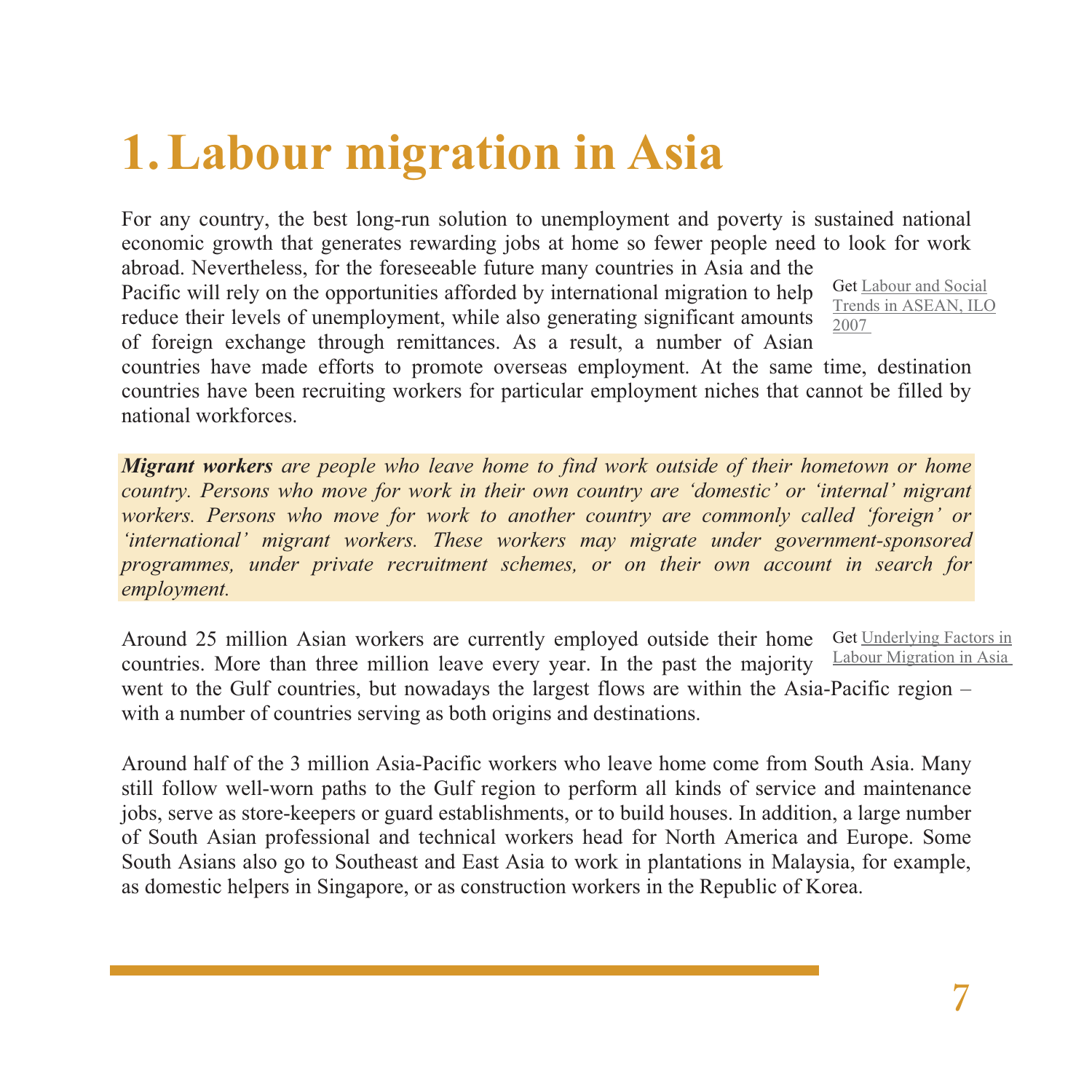# 1. Labour migration in Asia

For any country, the best long-run solution to unemployment and poverty is sustained national economic growth that generates rewarding jobs at home so fewer people need to look for work abroad. Nevertheless, for the foreseeable future many countries in Asia and the Pacific will rely on the opportunities afforded by international migration to help reduce their levels of unemployment, while also generating significant amounts of foreign exchange through remittances. As a result, a number of Asian countries have made efforts to promote overseas employment. At the same time, destination countries have been recruiting workers for particular employment niches that cannot be filled by national workforces.

Get Labour and Social Trends in ASEAN, ILO 2007

***Migrant workers** are people who leave home to find work outside of their hometown or home country. Persons who move for work in their own country are 'domestic' or 'internal' migrant workers. Persons who move for work to another country are commonly called 'foreign' or 'international' migrant workers. These workers may migrate under government-sponsored programmes, under private recruitment schemes, or on their own account in search for employment.*

Around 25 million Asian workers are currently employed outside their home countries. More than three million leave every year. In the past the majority went to the Gulf countries, but nowadays the largest flows are within the Asia-Pacific region – with a number of countries serving as both origins and destinations.

Get Underlying Factors in Labour Migration in Asia

Around half of the 3 million Asia-Pacific workers who leave home come from South Asia. Many still follow well-worn paths to the Gulf region to perform all kinds of service and maintenance jobs, serve as store-keepers or guard establishments, or to build houses. In addition, a large number of South Asian professional and technical workers head for North America and Europe. Some South Asians also go to Southeast and East Asia to work in plantations in Malaysia, for example, as domestic helpers in Singapore, or as construction workers in the Republic of Korea.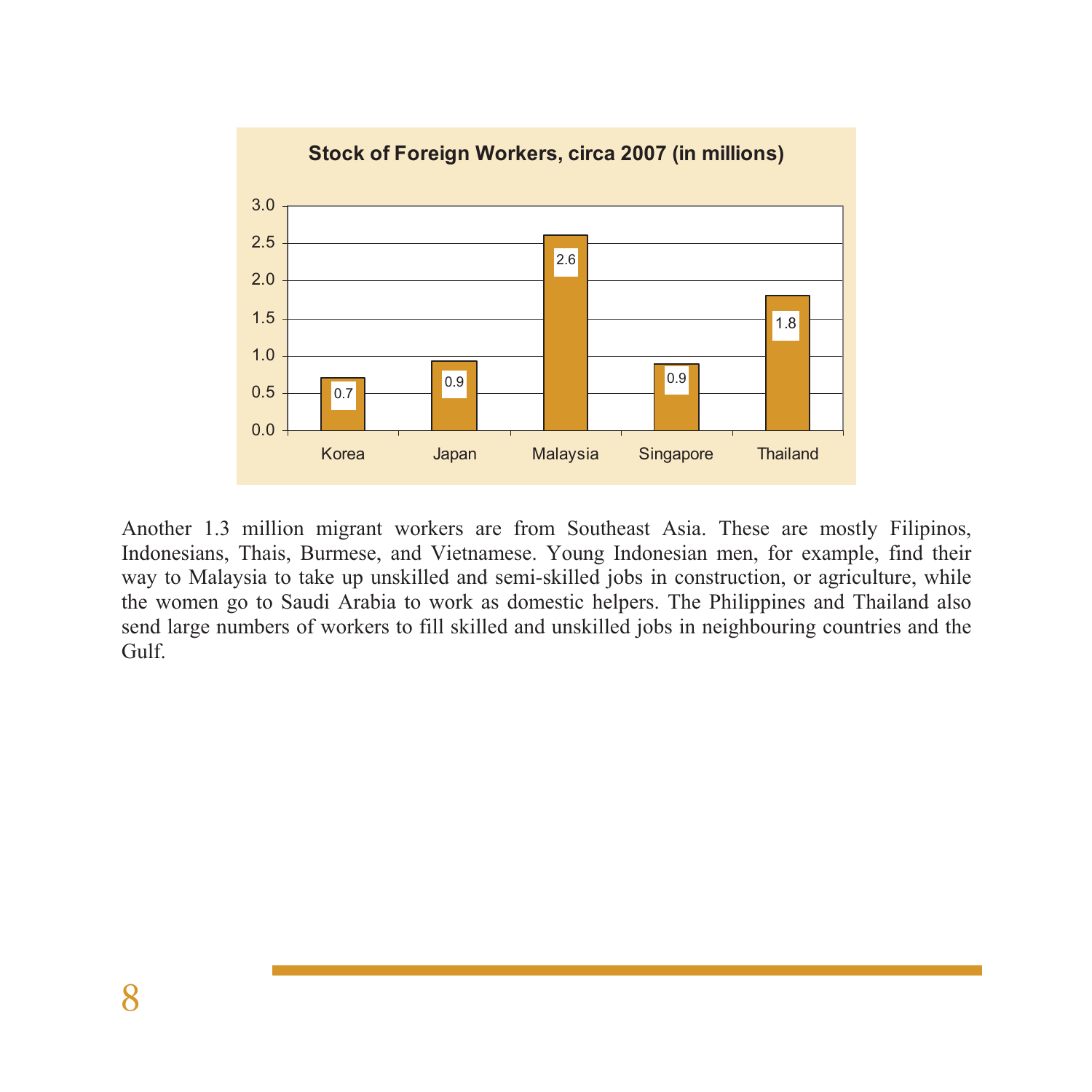**Stock of Foreign Workers, circa 2007 (in millions)**

| Country | Stock of Foreign Workers (millions) |
| --- | --- |
| Korea | 0.7 |
| Japan | 0.9 |
| Malaysia | 2.6 |
| Singapore | 0.9 |
| Thailand | 1.8 |

Another 1.3 million migrant workers are from Southeast Asia. These are mostly Filipinos, Indonesians, Thais, Burmese, and Vietnamese. Young Indonesian men, for example, find their way to Malaysia to take up unskilled and semi-skilled jobs in construction, or agriculture, while the women go to Saudi Arabia to work as domestic helpers. The Philippines and Thailand also send large numbers of workers to fill skilled and unskilled jobs in neighbouring countries and the Gulf.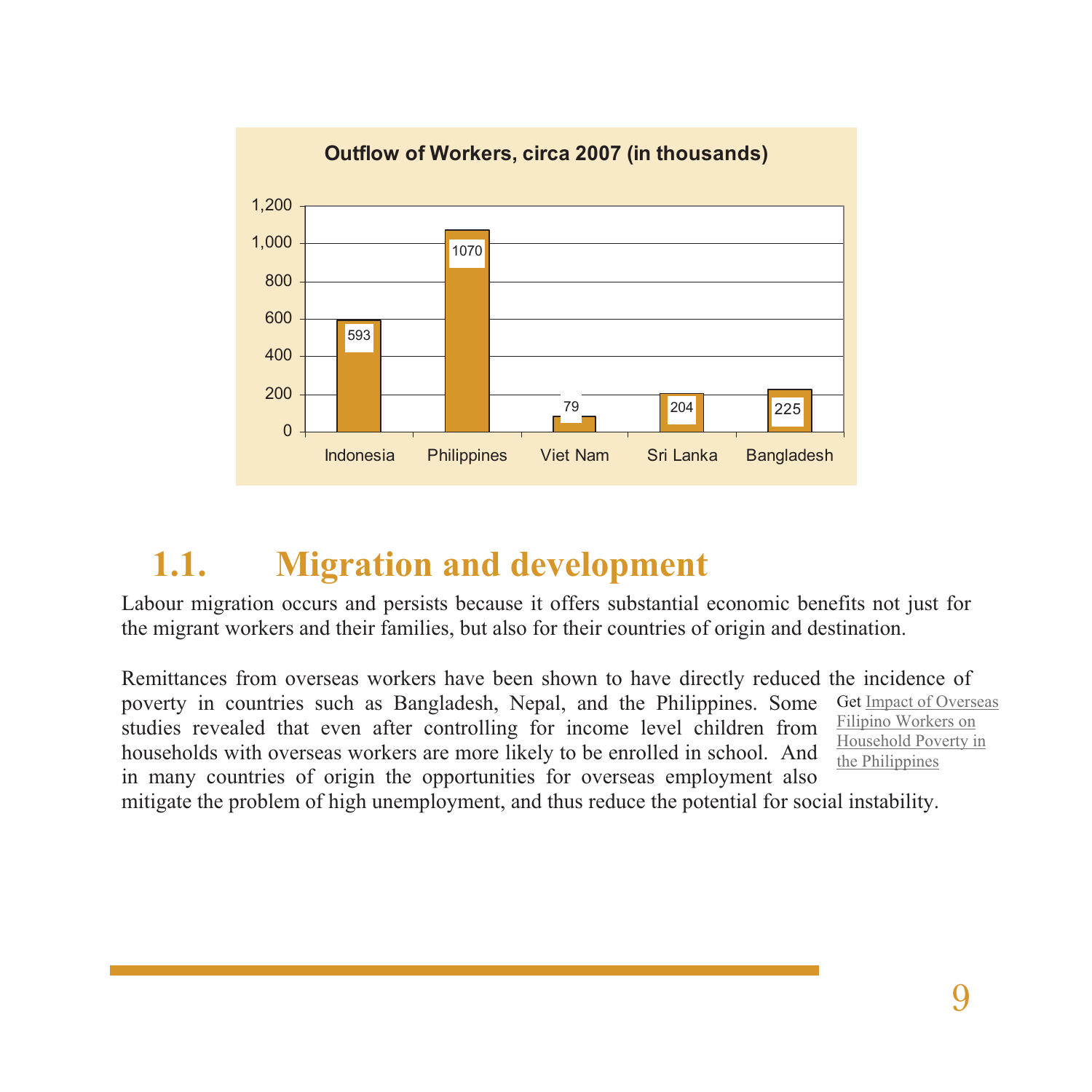**Outflow of Workers, circa 2007 (in thousands)**

| Country | Outflow (thousands) |
|---|---|
| Indonesia | 593 |
| Philippines | 1070 |
| Viet Nam | 79 |
| Sri Lanka | 204 |
| Bangladesh | 225 |

## 1.1. Migration and development

Labour migration occurs and persists because it offers substantial economic benefits not just for the migrant workers and their families, but also for their countries of origin and destination.

Remittances from overseas workers have been shown to have directly reduced the incidence of poverty in countries such as Bangladesh, Nepal, and the Philippines. Some studies revealed that even after controlling for income level children from households with overseas workers are more likely to be enrolled in school. And in many countries of origin the opportunities for overseas employment also mitigate the problem of high unemployment, and thus reduce the potential for social instability.

Get Impact of Overseas Filipino Workers on Household Poverty in the Philippines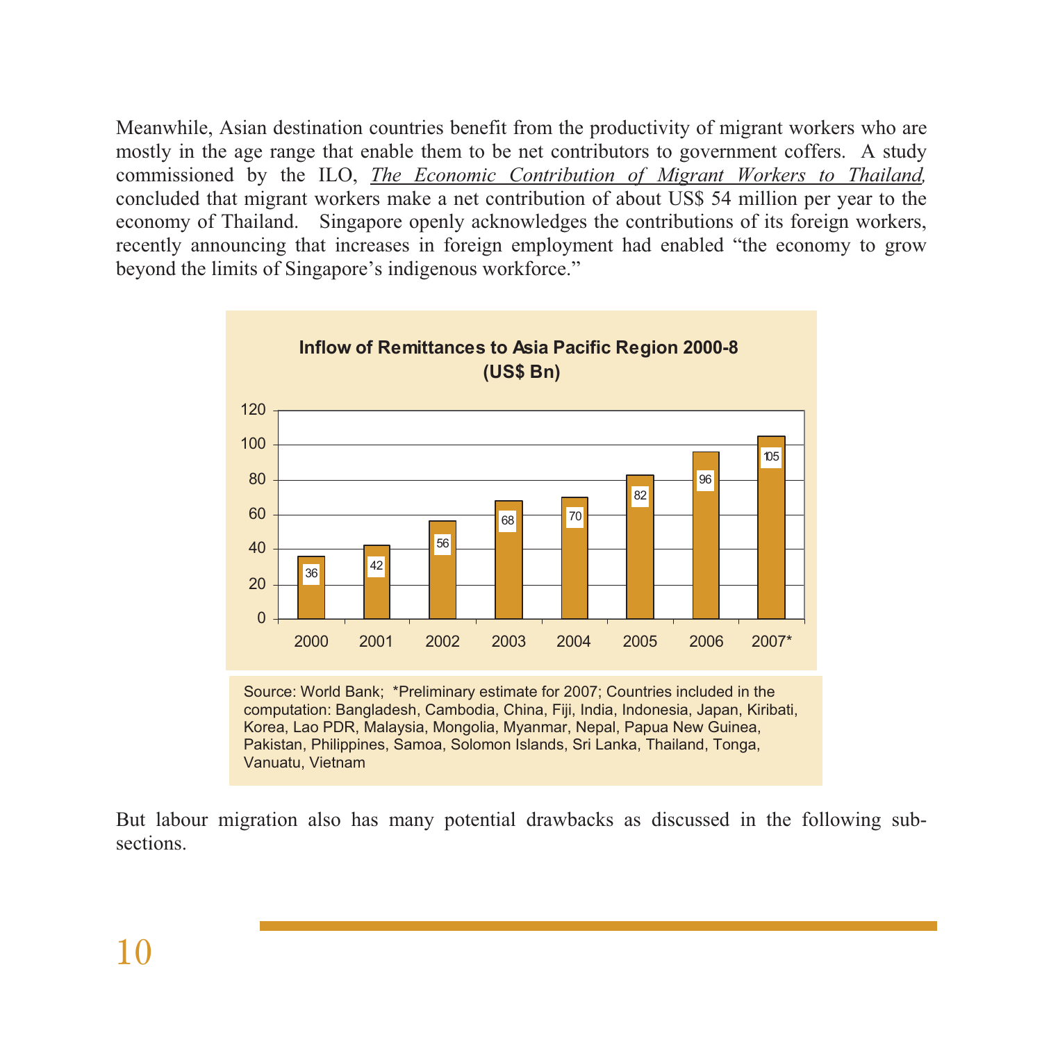Meanwhile, Asian destination countries benefit from the productivity of migrant workers who are mostly in the age range that enable them to be net contributors to government coffers. A study commissioned by the ILO, _The Economic Contribution of Migrant Workers to Thailand,_ concluded that migrant workers make a net contribution of about US$ 54 million per year to the economy of Thailand. Singapore openly acknowledges the contributions of its foreign workers, recently announcing that increases in foreign employment had enabled "the economy to grow beyond the limits of Singapore's indigenous workforce."

**Inflow of Remittances to Asia Pacific Region 2000-8 (US$ Bn)**

| Year | US$ Bn |
|---|---|
| 2000 | 36 |
| 2001 | 42 |
| 2002 | 56 |
| 2003 | 68 |
| 2004 | 70 |
| 2005 | 82 |
| 2006 | 96 |
| 2007* | 105 |

Source: World Bank; *Preliminary estimate for 2007; Countries included in the computation: Bangladesh, Cambodia, China, Fiji, India, Indonesia, Japan, Kiribati, Korea, Lao PDR, Malaysia, Mongolia, Myanmar, Nepal, Papua New Guinea, Pakistan, Philippines, Samoa, Solomon Islands, Sri Lanka, Thailand, Tonga, Vanuatu, Vietnam

But labour migration also has many potential drawbacks as discussed in the following sub-sections.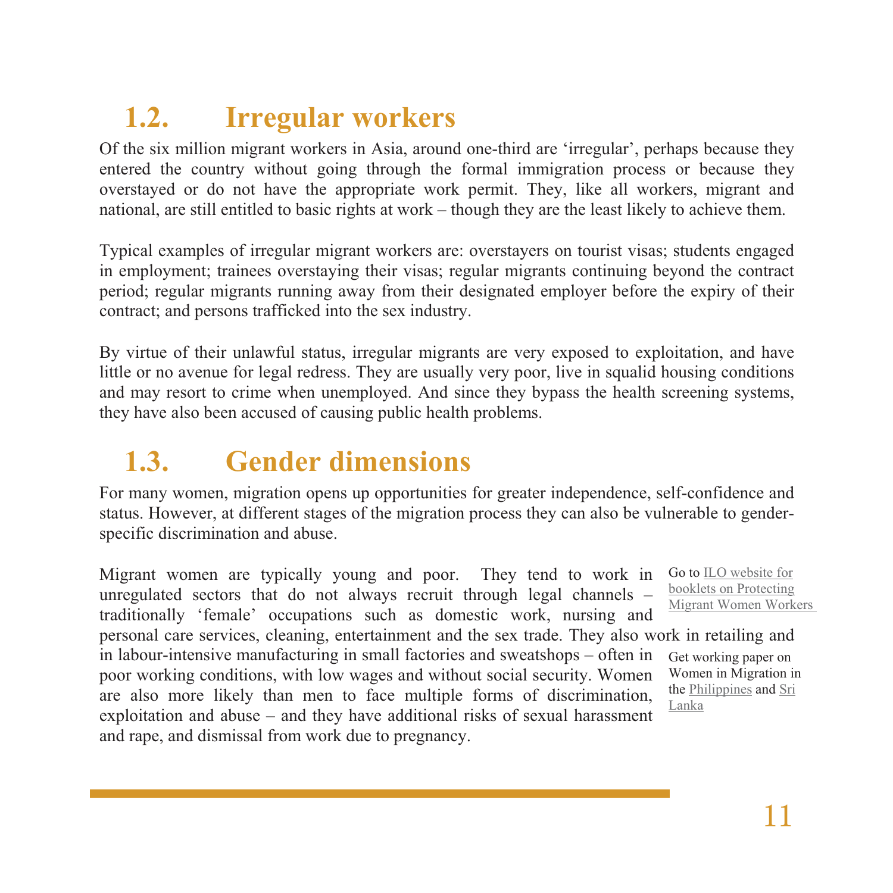## 1.2. Irregular workers

Of the six million migrant workers in Asia, around one-third are 'irregular', perhaps because they entered the country without going through the formal immigration process or because they overstayed or do not have the appropriate work permit. They, like all workers, migrant and national, are still entitled to basic rights at work – though they are the least likely to achieve them.

Typical examples of irregular migrant workers are: overstayers on tourist visas; students engaged in employment; trainees overstaying their visas; regular migrants continuing beyond the contract period; regular migrants running away from their designated employer before the expiry of their contract; and persons trafficked into the sex industry.

By virtue of their unlawful status, irregular migrants are very exposed to exploitation, and have little or no avenue for legal redress. They are usually very poor, live in squalid housing conditions and may resort to crime when unemployed. And since they bypass the health screening systems, they have also been accused of causing public health problems.

## 1.3. Gender dimensions

For many women, migration opens up opportunities for greater independence, self-confidence and status. However, at different stages of the migration process they can also be vulnerable to gender-specific discrimination and abuse.

Migrant women are typically young and poor. They tend to work in unregulated sectors that do not always recruit through legal channels – traditionally 'female' occupations such as domestic work, nursing and personal care services, cleaning, entertainment and the sex trade. They also work in retailing and in labour-intensive manufacturing in small factories and sweatshops – often in poor working conditions, with low wages and without social security. Women are also more likely than men to face multiple forms of discrimination, exploitation and abuse – and they have additional risks of sexual harassment and rape, and dismissal from work due to pregnancy.

Go to ILO website for booklets on Protecting Migrant Women Workers

Get working paper on Women in Migration in the Philippines and Sri Lanka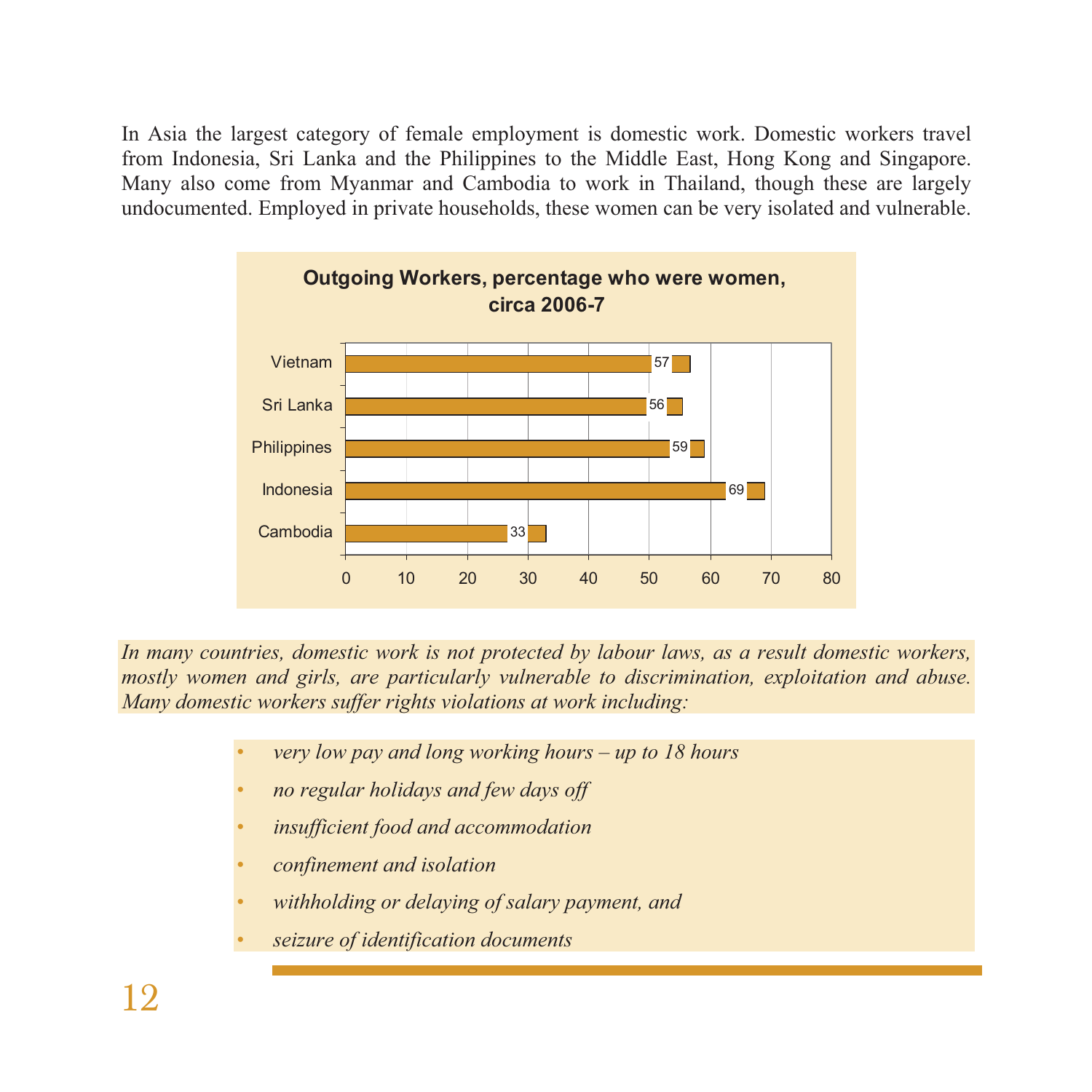In Asia the largest category of female employment is domestic work. Domestic workers travel from Indonesia, Sri Lanka and the Philippines to the Middle East, Hong Kong and Singapore. Many also come from Myanmar and Cambodia to work in Thailand, though these are largely undocumented. Employed in private households, these women can be very isolated and vulnerable.

**Outgoing Workers, percentage who were women, circa 2006-7**

| Country | Percentage |
| --- | --- |
| Vietnam | 57 |
| Sri Lanka | 56 |
| Philippines | 59 |
| Indonesia | 69 |
| Cambodia | 33 |

*In many countries, domestic work is not protected by labour laws, as a result domestic workers, mostly women and girls, are particularly vulnerable to discrimination, exploitation and abuse. Many domestic workers suffer rights violations at work including:*

- *very low pay and long working hours – up to 18 hours*
- *no regular holidays and few days off*
- *insufficient food and accommodation*
- *confinement and isolation*
- *withholding or delaying of salary payment, and*
- *seizure of identification documents*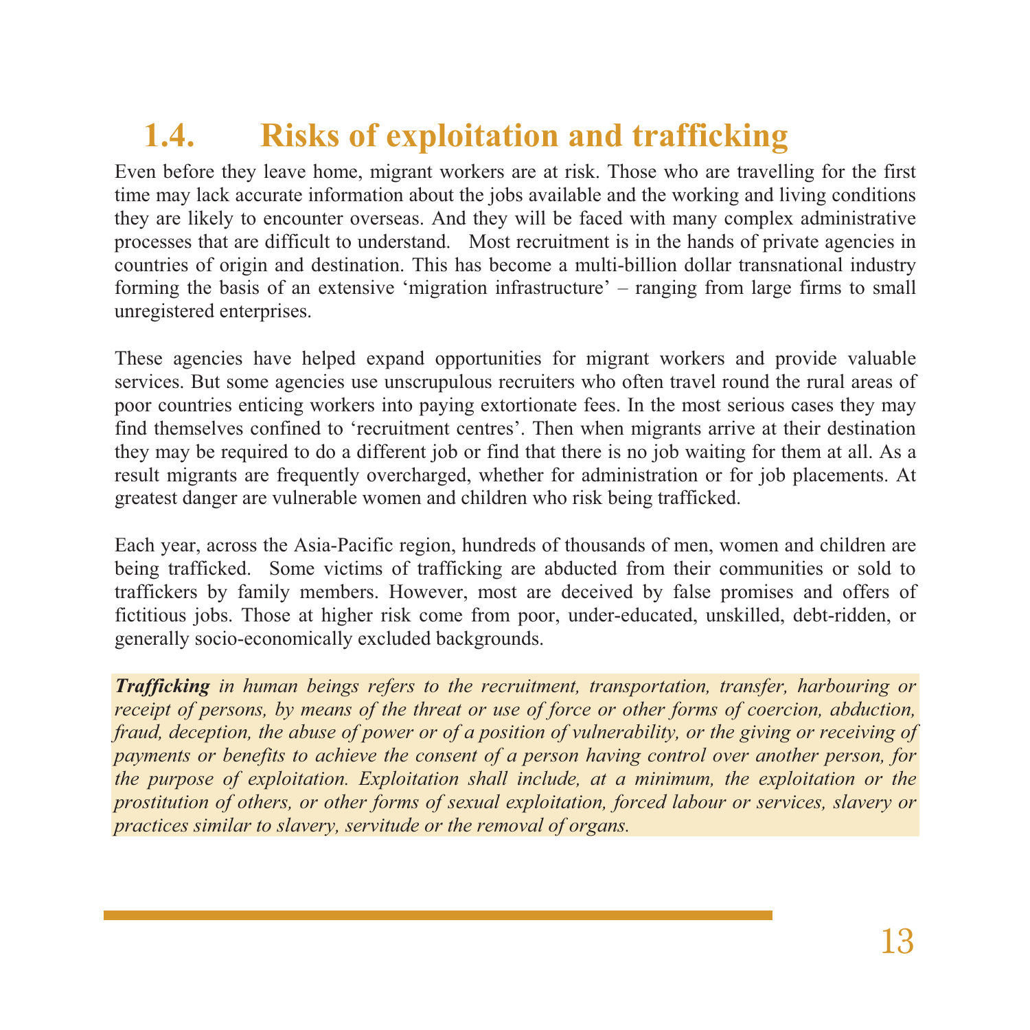## 1.4. Risks of exploitation and trafficking

Even before they leave home, migrant workers are at risk. Those who are travelling for the first time may lack accurate information about the jobs available and the working and living conditions they are likely to encounter overseas. And they will be faced with many complex administrative processes that are difficult to understand. Most recruitment is in the hands of private agencies in countries of origin and destination. This has become a multi-billion dollar transnational industry forming the basis of an extensive 'migration infrastructure' – ranging from large firms to small unregistered enterprises.

These agencies have helped expand opportunities for migrant workers and provide valuable services. But some agencies use unscrupulous recruiters who often travel round the rural areas of poor countries enticing workers into paying extortionate fees. In the most serious cases they may find themselves confined to 'recruitment centres'. Then when migrants arrive at their destination they may be required to do a different job or find that there is no job waiting for them at all. As a result migrants are frequently overcharged, whether for administration or for job placements. At greatest danger are vulnerable women and children who risk being trafficked.

Each year, across the Asia-Pacific region, hundreds of thousands of men, women and children are being trafficked. Some victims of trafficking are abducted from their communities or sold to traffickers by family members. However, most are deceived by false promises and offers of fictitious jobs. Those at higher risk come from poor, under-educated, unskilled, debt-ridden, or generally socio-economically excluded backgrounds.

***Trafficking** in human beings refers to the recruitment, transportation, transfer, harbouring or receipt of persons, by means of the threat or use of force or other forms of coercion, abduction, fraud, deception, the abuse of power or of a position of vulnerability, or the giving or receiving of payments or benefits to achieve the consent of a person having control over another person, for the purpose of exploitation. Exploitation shall include, at a minimum, the exploitation or the prostitution of others, or other forms of sexual exploitation, forced labour or services, slavery or practices similar to slavery, servitude or the removal of organs.*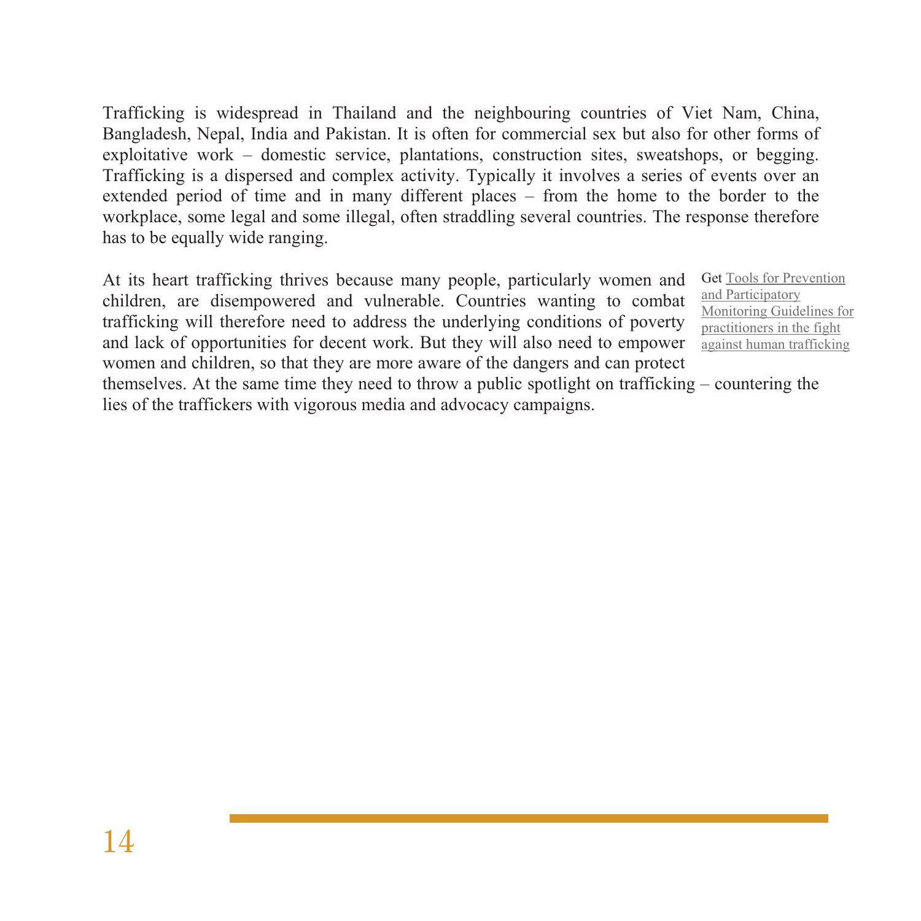Trafficking is widespread in Thailand and the neighbouring countries of Viet Nam, China, Bangladesh, Nepal, India and Pakistan. It is often for commercial sex but also for other forms of exploitative work – domestic service, plantations, construction sites, sweatshops, or begging. Trafficking is a dispersed and complex activity. Typically it involves a series of events over an extended period of time and in many different places – from the home to the border to the workplace, some legal and some illegal, often straddling several countries. The response therefore has to be equally wide ranging.

At its heart trafficking thrives because many people, particularly women and children, are disempowered and vulnerable. Countries wanting to combat trafficking will therefore need to address the underlying conditions of poverty and lack of opportunities for decent work. But they will also need to empower women and children, so that they are more aware of the dangers and can protect themselves. At the same time they need to throw a public spotlight on trafficking – countering the lies of the traffickers with vigorous media and advocacy campaigns.

Get Tools for Prevention and Participatory Monitoring Guidelines for practitioners in the fight against human trafficking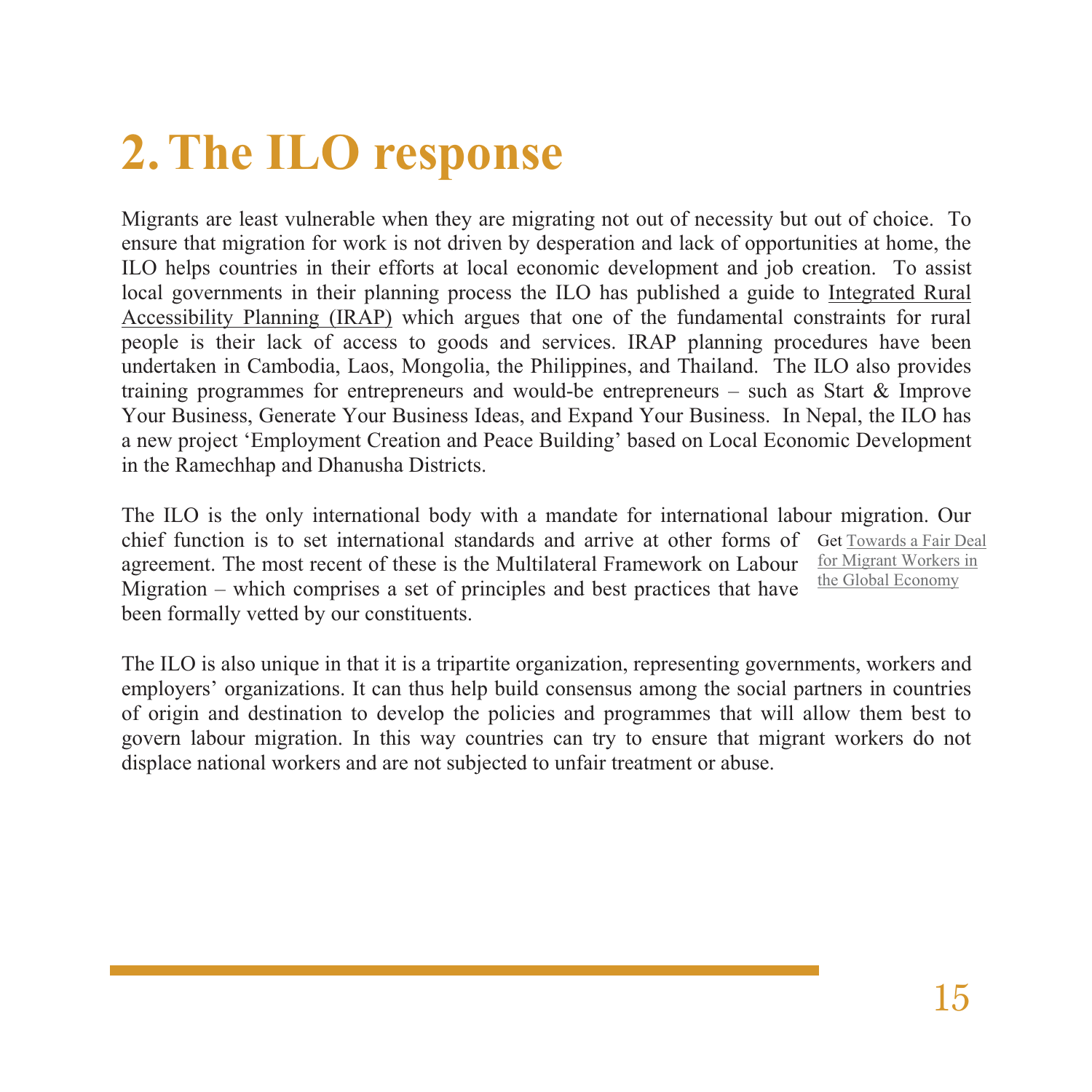# 2. The ILO response

Migrants are least vulnerable when they are migrating not out of necessity but out of choice. To ensure that migration for work is not driven by desperation and lack of opportunities at home, the ILO helps countries in their efforts at local economic development and job creation. To assist local governments in their planning process the ILO has published a guide to Integrated Rural Accessibility Planning (IRAP) which argues that one of the fundamental constraints for rural people is their lack of access to goods and services. IRAP planning procedures have been undertaken in Cambodia, Laos, Mongolia, the Philippines, and Thailand. The ILO also provides training programmes for entrepreneurs and would-be entrepreneurs – such as Start & Improve Your Business, Generate Your Business Ideas, and Expand Your Business. In Nepal, the ILO has a new project 'Employment Creation and Peace Building' based on Local Economic Development in the Ramechhap and Dhanusha Districts.

The ILO is the only international body with a mandate for international labour migration. Our chief function is to set international standards and arrive at other forms of agreement. The most recent of these is the Multilateral Framework on Labour Migration – which comprises a set of principles and best practices that have been formally vetted by our constituents.

Get Towards a Fair Deal for Migrant Workers in the Global Economy

The ILO is also unique in that it is a tripartite organization, representing governments, workers and employers' organizations. It can thus help build consensus among the social partners in countries of origin and destination to develop the policies and programmes that will allow them best to govern labour migration. In this way countries can try to ensure that migrant workers do not displace national workers and are not subjected to unfair treatment or abuse.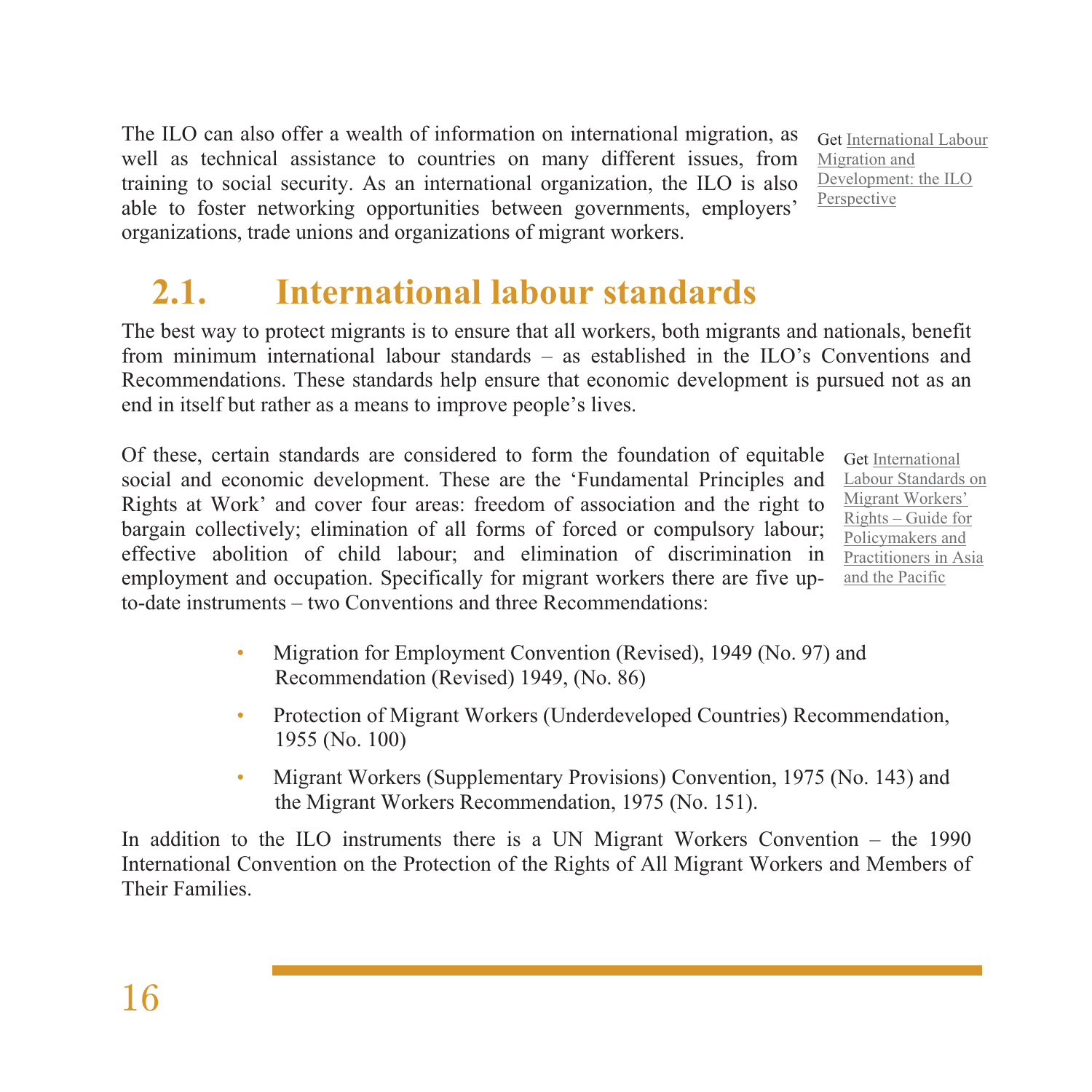The ILO can also offer a wealth of information on international migration, as well as technical assistance to countries on many different issues, from training to social security. As an international organization, the ILO is also able to foster networking opportunities between governments, employers' organizations, trade unions and organizations of migrant workers.

Get International Labour Migration and Development: the ILO Perspective

## 2.1. International labour standards

The best way to protect migrants is to ensure that all workers, both migrants and nationals, benefit from minimum international labour standards – as established in the ILO's Conventions and Recommendations. These standards help ensure that economic development is pursued not as an end in itself but rather as a means to improve people's lives.

Of these, certain standards are considered to form the foundation of equitable social and economic development. These are the 'Fundamental Principles and Rights at Work' and cover four areas: freedom of association and the right to bargain collectively; elimination of all forms of forced or compulsory labour; effective abolition of child labour; and elimination of discrimination in employment and occupation. Specifically for migrant workers there are five up-to-date instruments – two Conventions and three Recommendations:

Get International Labour Standards on Migrant Workers' Rights – Guide for Policymakers and Practitioners in Asia and the Pacific

- Migration for Employment Convention (Revised), 1949 (No. 97) and Recommendation (Revised) 1949, (No. 86)
- Protection of Migrant Workers (Underdeveloped Countries) Recommendation, 1955 (No. 100)
- Migrant Workers (Supplementary Provisions) Convention, 1975 (No. 143) and the Migrant Workers Recommendation, 1975 (No. 151).

In addition to the ILO instruments there is a UN Migrant Workers Convention – the 1990 International Convention on the Protection of the Rights of All Migrant Workers and Members of Their Families.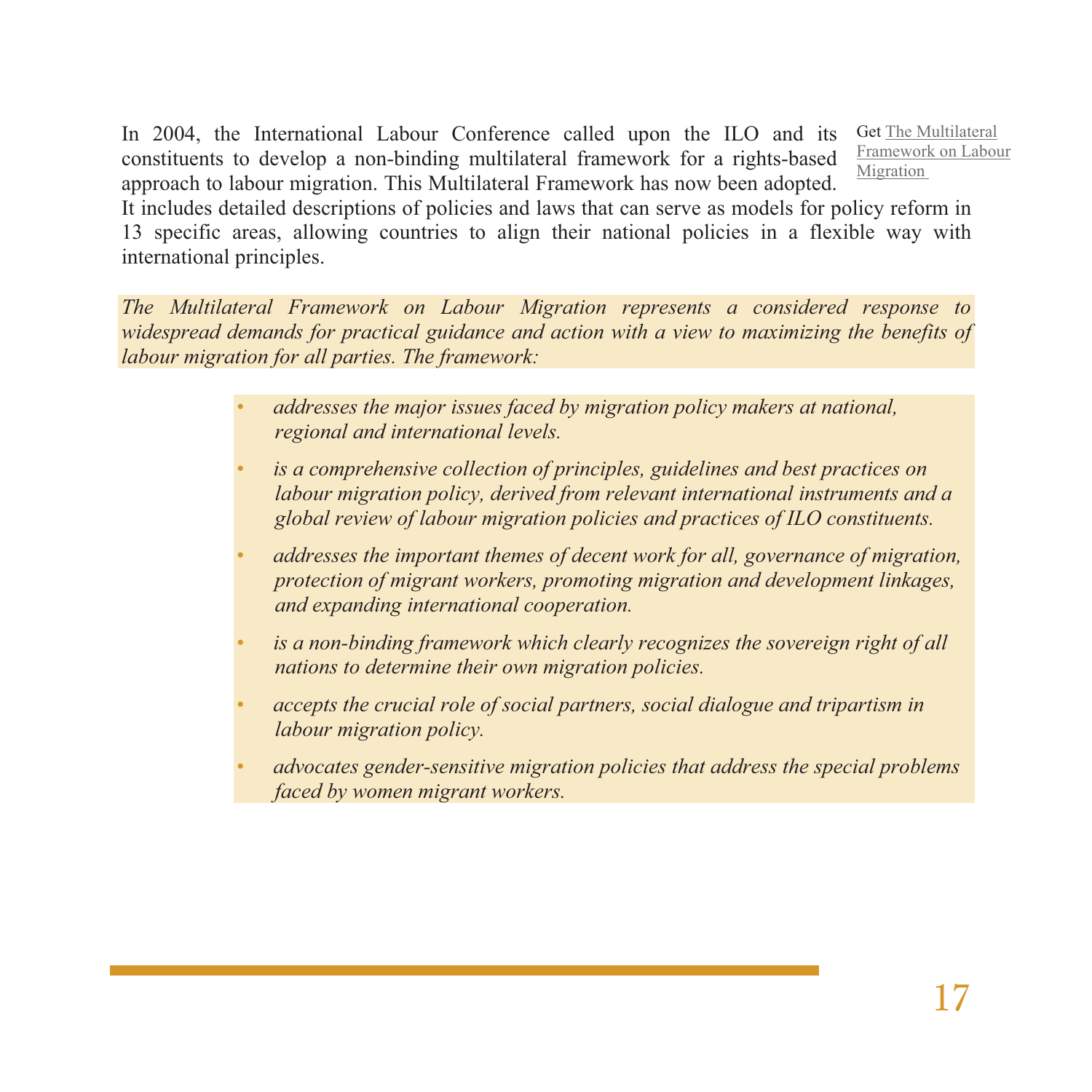In 2004, the International Labour Conference called upon the ILO and its constituents to develop a non-binding multilateral framework for a rights-based approach to labour migration. This Multilateral Framework has now been adopted. It includes detailed descriptions of policies and laws that can serve as models for policy reform in 13 specific areas, allowing countries to align their national policies in a flexible way with international principles.

Get The Multilateral Framework on Labour Migration

*The Multilateral Framework on Labour Migration represents a considered response to widespread demands for practical guidance and action with a view to maximizing the benefits of labour migration for all parties. The framework:*

- *addresses the major issues faced by migration policy makers at national, regional and international levels.*
- *is a comprehensive collection of principles, guidelines and best practices on labour migration policy, derived from relevant international instruments and a global review of labour migration policies and practices of ILO constituents.*
- *addresses the important themes of decent work for all, governance of migration, protection of migrant workers, promoting migration and development linkages, and expanding international cooperation.*
- *is a non-binding framework which clearly recognizes the sovereign right of all nations to determine their own migration policies.*
- *accepts the crucial role of social partners, social dialogue and tripartism in labour migration policy.*
- *advocates gender-sensitive migration policies that address the special problems faced by women migrant workers.*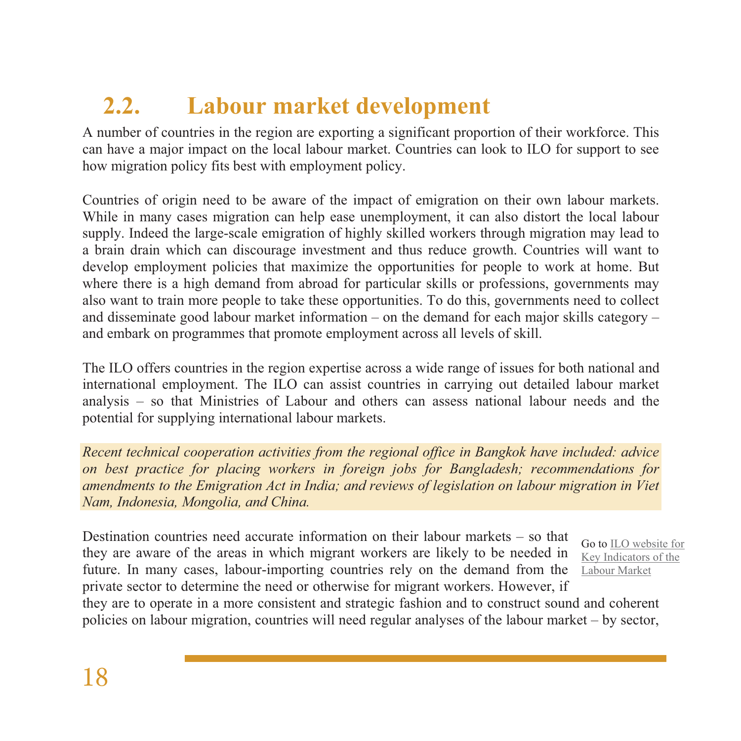## 2.2. Labour market development

A number of countries in the region are exporting a significant proportion of their workforce. This can have a major impact on the local labour market. Countries can look to ILO for support to see how migration policy fits best with employment policy.

Countries of origin need to be aware of the impact of emigration on their own labour markets. While in many cases migration can help ease unemployment, it can also distort the local labour supply. Indeed the large-scale emigration of highly skilled workers through migration may lead to a brain drain which can discourage investment and thus reduce growth. Countries will want to develop employment policies that maximize the opportunities for people to work at home. But where there is a high demand from abroad for particular skills or professions, governments may also want to train more people to take these opportunities. To do this, governments need to collect and disseminate good labour market information – on the demand for each major skills category – and embark on programmes that promote employment across all levels of skill.

The ILO offers countries in the region expertise across a wide range of issues for both national and international employment. The ILO can assist countries in carrying out detailed labour market analysis – so that Ministries of Labour and others can assess national labour needs and the potential for supplying international labour markets.

*Recent technical cooperation activities from the regional office in Bangkok have included: advice on best practice for placing workers in foreign jobs for Bangladesh; recommendations for amendments to the Emigration Act in India; and reviews of legislation on labour migration in Viet Nam, Indonesia, Mongolia, and China.*

Destination countries need accurate information on their labour markets – so that they are aware of the areas in which migrant workers are likely to be needed in future. In many cases, labour-importing countries rely on the demand from the private sector to determine the need or otherwise for migrant workers. However, if they are to operate in a more consistent and strategic fashion and to construct sound and coherent policies on labour migration, countries will need regular analyses of the labour market – by sector,

Go to ILO website for Key Indicators of the Labour Market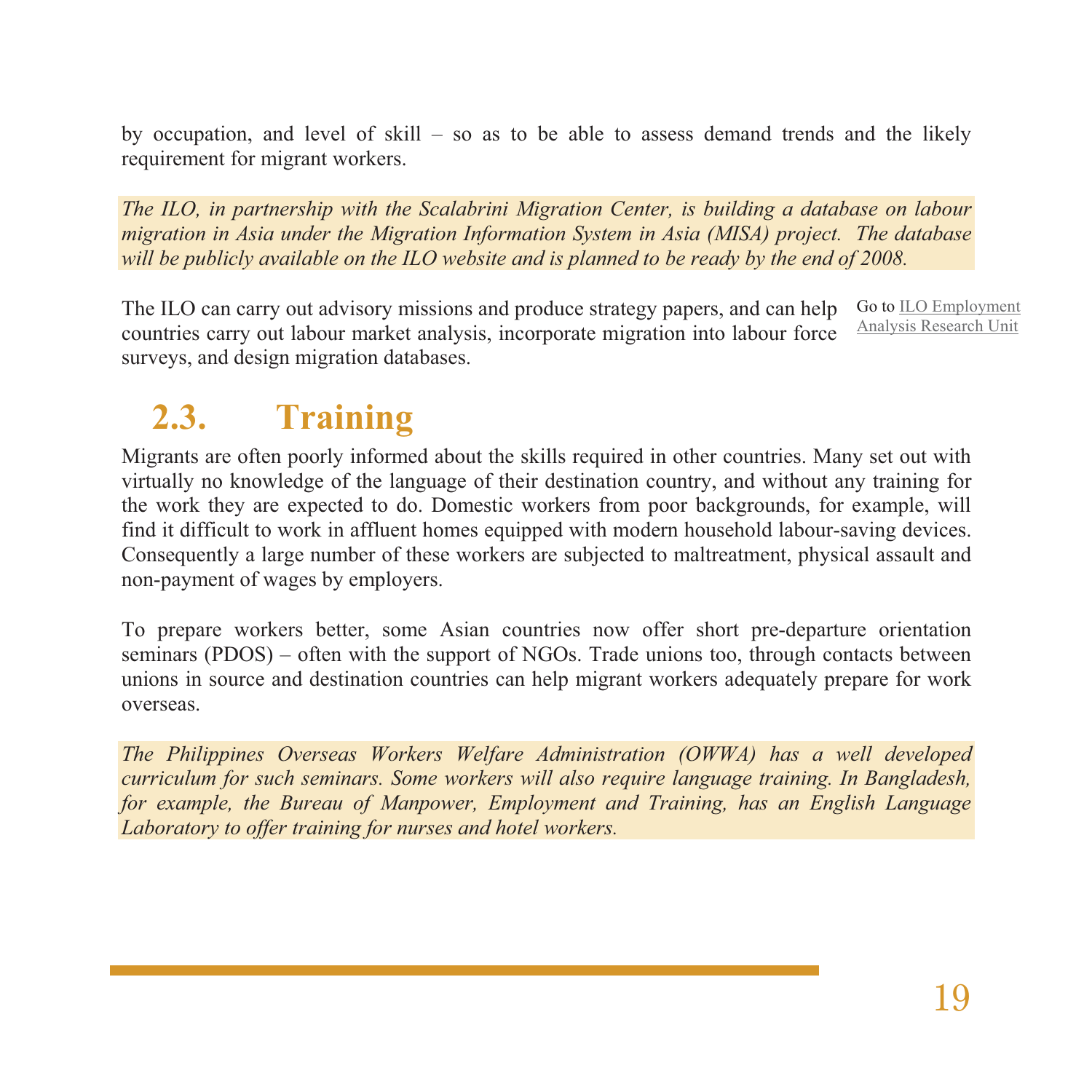by occupation, and level of skill – so as to be able to assess demand trends and the likely requirement for migrant workers.

*The ILO, in partnership with the Scalabrini Migration Center, is building a database on labour migration in Asia under the Migration Information System in Asia (MISA) project. The database will be publicly available on the ILO website and is planned to be ready by the end of 2008.*

The ILO can carry out advisory missions and produce strategy papers, and can help countries carry out labour market analysis, incorporate migration into labour force surveys, and design migration databases.

Go to ILO Employment Analysis Research Unit

## 2.3. Training

Migrants are often poorly informed about the skills required in other countries. Many set out with virtually no knowledge of the language of their destination country, and without any training for the work they are expected to do. Domestic workers from poor backgrounds, for example, will find it difficult to work in affluent homes equipped with modern household labour-saving devices. Consequently a large number of these workers are subjected to maltreatment, physical assault and non-payment of wages by employers.

To prepare workers better, some Asian countries now offer short pre-departure orientation seminars (PDOS) – often with the support of NGOs. Trade unions too, through contacts between unions in source and destination countries can help migrant workers adequately prepare for work overseas.

*The Philippines Overseas Workers Welfare Administration (OWWA) has a well developed curriculum for such seminars. Some workers will also require language training. In Bangladesh, for example, the Bureau of Manpower, Employment and Training, has an English Language Laboratory to offer training for nurses and hotel workers.*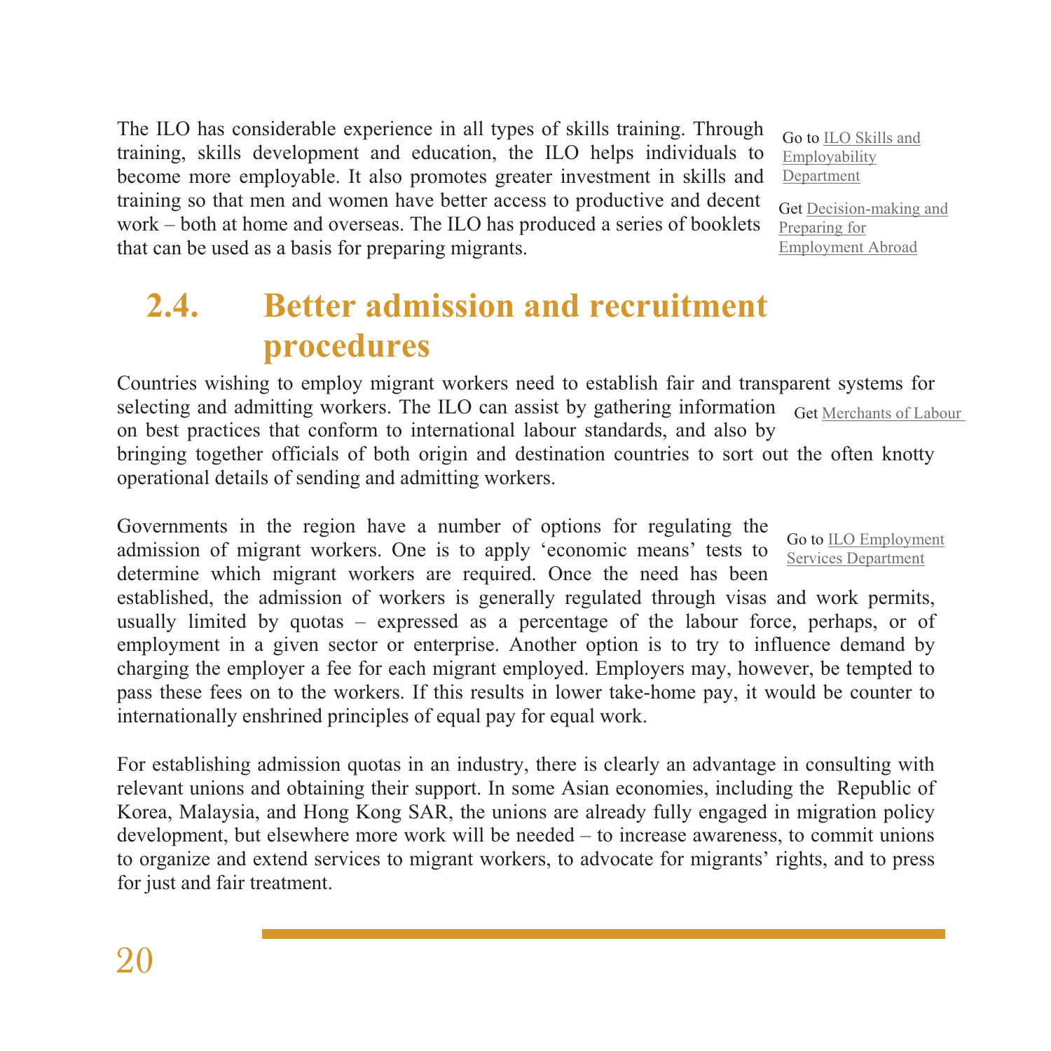The ILO has considerable experience in all types of skills training. Through training, skills development and education, the ILO helps individuals to become more employable. It also promotes greater investment in skills and training so that men and women have better access to productive and decent work – both at home and overseas. The ILO has produced a series of booklets that can be used as a basis for preparing migrants.

Go to ILO Skills and Employability Department

Get Decision-making and Preparing for Employment Abroad

## 2.4. Better admission and recruitment procedures

Countries wishing to employ migrant workers need to establish fair and transparent systems for selecting and admitting workers. The ILO can assist by gathering information on best practices that conform to international labour standards, and also by bringing together officials of both origin and destination countries to sort out the often knotty operational details of sending and admitting workers.

Get Merchants of Labour

Governments in the region have a number of options for regulating the admission of migrant workers. One is to apply 'economic means' tests to determine which migrant workers are required. Once the need has been established, the admission of workers is generally regulated through visas and work permits, usually limited by quotas – expressed as a percentage of the labour force, perhaps, or of employment in a given sector or enterprise. Another option is to try to influence demand by charging the employer a fee for each migrant employed. Employers may, however, be tempted to pass these fees on to the workers. If this results in lower take-home pay, it would be counter to internationally enshrined principles of equal pay for equal work.

Go to ILO Employment Services Department

For establishing admission quotas in an industry, there is clearly an advantage in consulting with relevant unions and obtaining their support. In some Asian economies, including the Republic of Korea, Malaysia, and Hong Kong SAR, the unions are already fully engaged in migration policy development, but elsewhere more work will be needed – to increase awareness, to commit unions to organize and extend services to migrant workers, to advocate for migrants' rights, and to press for just and fair treatment.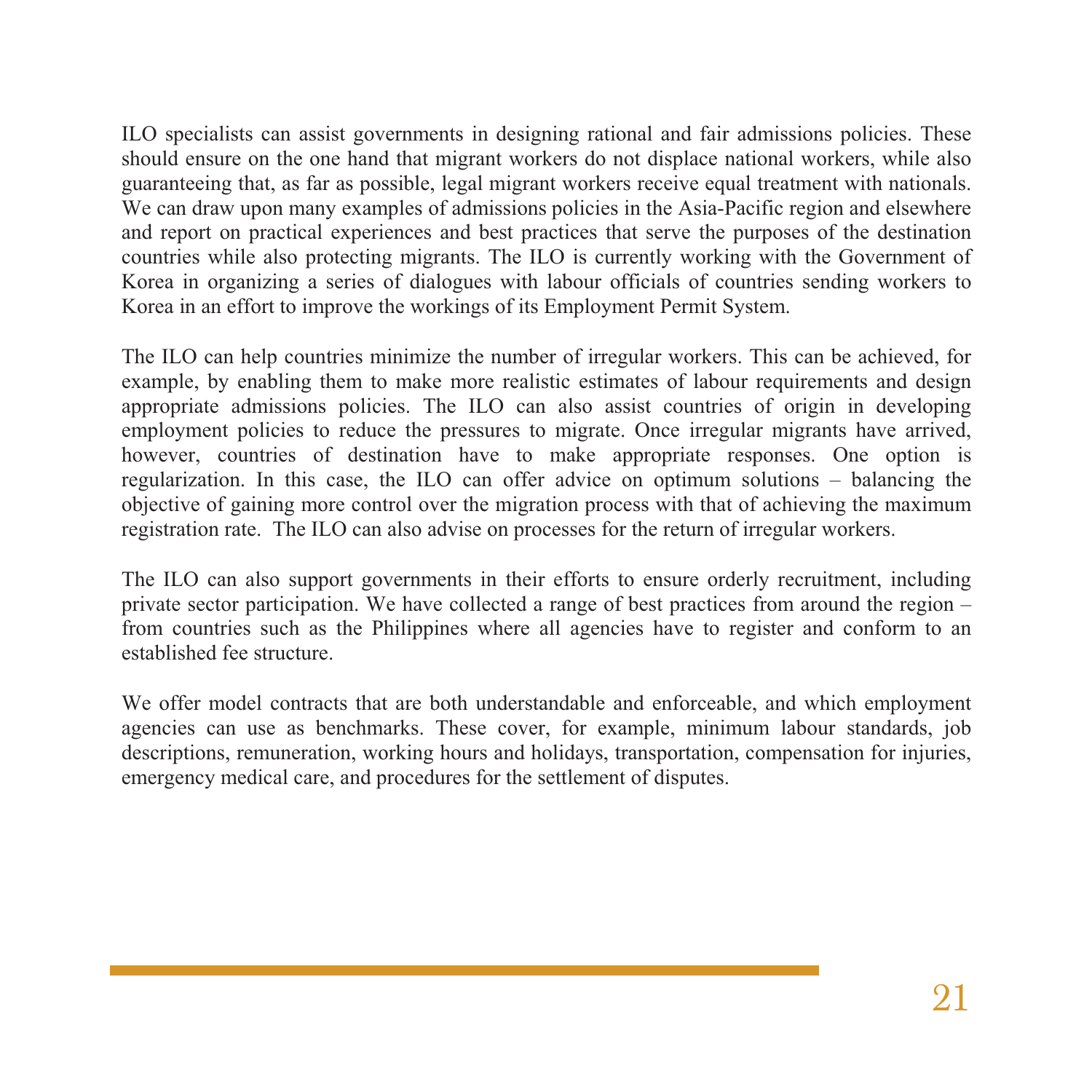ILO specialists can assist governments in designing rational and fair admissions policies. These should ensure on the one hand that migrant workers do not displace national workers, while also guaranteeing that, as far as possible, legal migrant workers receive equal treatment with nationals. We can draw upon many examples of admissions policies in the Asia-Pacific region and elsewhere and report on practical experiences and best practices that serve the purposes of the destination countries while also protecting migrants. The ILO is currently working with the Government of Korea in organizing a series of dialogues with labour officials of countries sending workers to Korea in an effort to improve the workings of its Employment Permit System.

The ILO can help countries minimize the number of irregular workers. This can be achieved, for example, by enabling them to make more realistic estimates of labour requirements and design appropriate admissions policies. The ILO can also assist countries of origin in developing employment policies to reduce the pressures to migrate. Once irregular migrants have arrived, however, countries of destination have to make appropriate responses. One option is regularization. In this case, the ILO can offer advice on optimum solutions – balancing the objective of gaining more control over the migration process with that of achieving the maximum registration rate. The ILO can also advise on processes for the return of irregular workers.

The ILO can also support governments in their efforts to ensure orderly recruitment, including private sector participation. We have collected a range of best practices from around the region – from countries such as the Philippines where all agencies have to register and conform to an established fee structure.

We offer model contracts that are both understandable and enforceable, and which employment agencies can use as benchmarks. These cover, for example, minimum labour standards, job descriptions, remuneration, working hours and holidays, transportation, compensation for injuries, emergency medical care, and procedures for the settlement of disputes.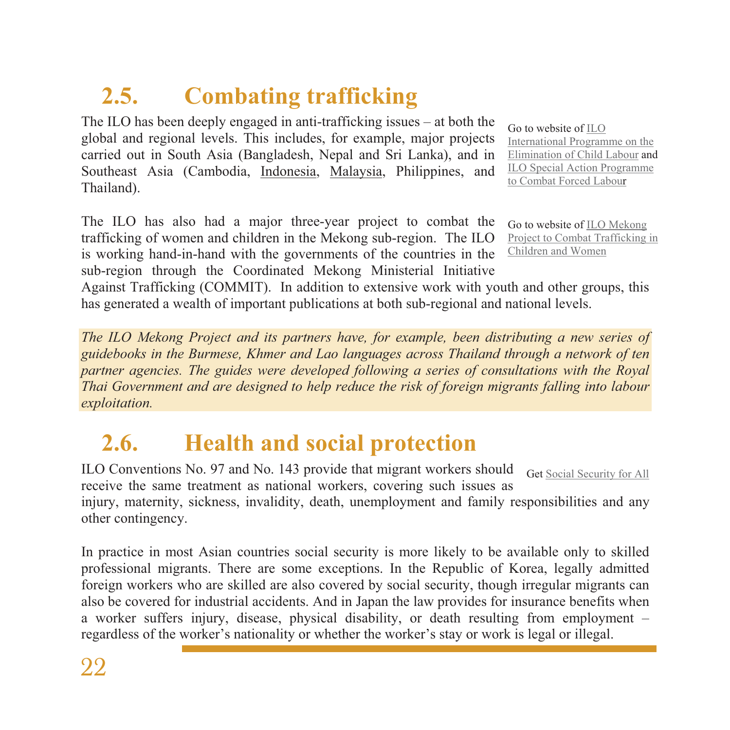## 2.5. Combating trafficking

The ILO has been deeply engaged in anti-trafficking issues – at both the global and regional levels. This includes, for example, major projects carried out in South Asia (Bangladesh, Nepal and Sri Lanka), and in Southeast Asia (Cambodia, Indonesia, Malaysia, Philippines, and Thailand).

Go to website of ILO International Programme on the Elimination of Child Labour and ILO Special Action Programme to Combat Forced Labour

The ILO has also had a major three-year project to combat the trafficking of women and children in the Mekong sub-region. The ILO is working hand-in-hand with the governments of the countries in the sub-region through the Coordinated Mekong Ministerial Initiative Against Trafficking (COMMIT). In addition to extensive work with youth and other groups, this has generated a wealth of important publications at both sub-regional and national levels.

Go to website of ILO Mekong Project to Combat Trafficking in Children and Women

*The ILO Mekong Project and its partners have, for example, been distributing a new series of guidebooks in the Burmese, Khmer and Lao languages across Thailand through a network of ten partner agencies. The guides were developed following a series of consultations with the Royal Thai Government and are designed to help reduce the risk of foreign migrants falling into labour exploitation.*

## 2.6. Health and social protection

ILO Conventions No. 97 and No. 143 provide that migrant workers should receive the same treatment as national workers, covering such issues as injury, maternity, sickness, invalidity, death, unemployment and family responsibilities and any other contingency.

Get Social Security for All

In practice in most Asian countries social security is more likely to be available only to skilled professional migrants. There are some exceptions. In the Republic of Korea, legally admitted foreign workers who are skilled are also covered by social security, though irregular migrants can also be covered for industrial accidents. And in Japan the law provides for insurance benefits when a worker suffers injury, disease, physical disability, or death resulting from employment – regardless of the worker's nationality or whether the worker's stay or work is legal or illegal.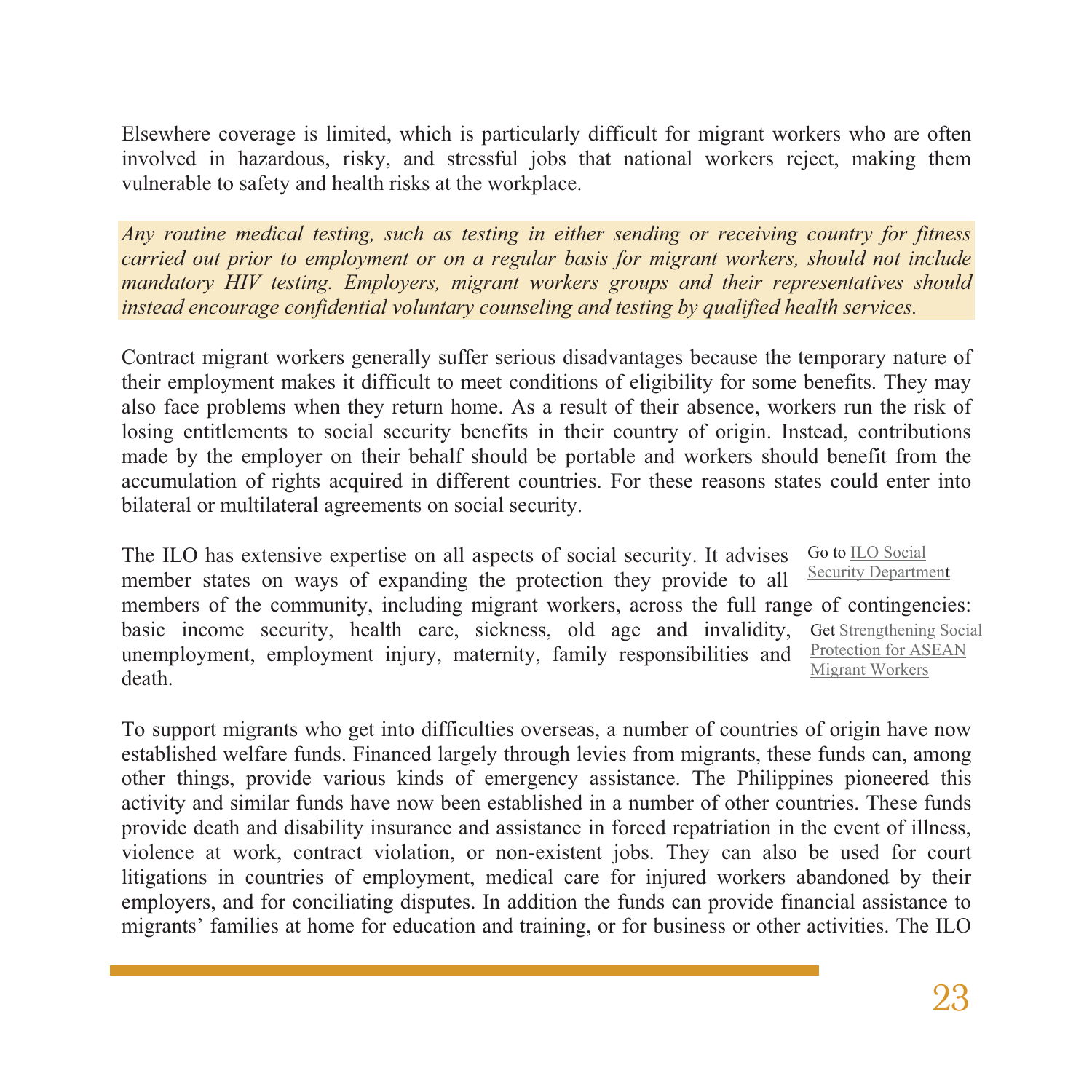Elsewhere coverage is limited, which is particularly difficult for migrant workers who are often involved in hazardous, risky, and stressful jobs that national workers reject, making them vulnerable to safety and health risks at the workplace.

*Any routine medical testing, such as testing in either sending or receiving country for fitness carried out prior to employment or on a regular basis for migrant workers, should not include mandatory HIV testing. Employers, migrant workers groups and their representatives should instead encourage confidential voluntary counseling and testing by qualified health services.*

Contract migrant workers generally suffer serious disadvantages because the temporary nature of their employment makes it difficult to meet conditions of eligibility for some benefits. They may also face problems when they return home. As a result of their absence, workers run the risk of losing entitlements to social security benefits in their country of origin. Instead, contributions made by the employer on their behalf should be portable and workers should benefit from the accumulation of rights acquired in different countries. For these reasons states could enter into bilateral or multilateral agreements on social security.

The ILO has extensive expertise on all aspects of social security. It advises member states on ways of expanding the protection they provide to all members of the community, including migrant workers, across the full range of contingencies: basic income security, health care, sickness, old age and invalidity, unemployment, employment injury, maternity, family responsibilities and death.

Go to ILO Social Security Department

Get Strengthening Social Protection for ASEAN Migrant Workers

To support migrants who get into difficulties overseas, a number of countries of origin have now established welfare funds. Financed largely through levies from migrants, these funds can, among other things, provide various kinds of emergency assistance. The Philippines pioneered this activity and similar funds have now been established in a number of other countries. These funds provide death and disability insurance and assistance in forced repatriation in the event of illness, violence at work, contract violation, or non-existent jobs. They can also be used for court litigations in countries of employment, medical care for injured workers abandoned by their employers, and for conciliating disputes. In addition the funds can provide financial assistance to migrants' families at home for education and training, or for business or other activities. The ILO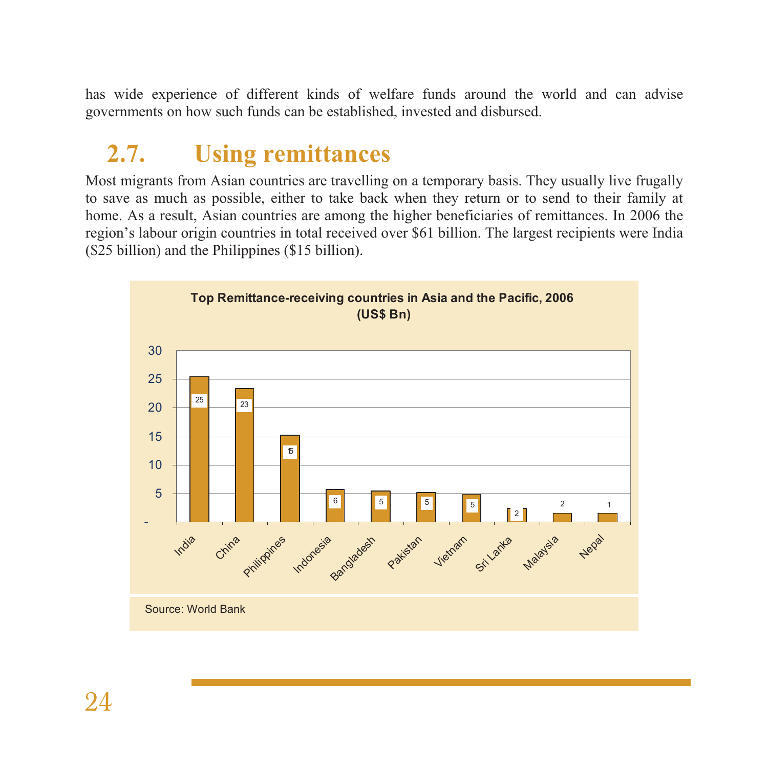has wide experience of different kinds of welfare funds around the world and can advise governments on how such funds can be established, invested and disbursed.

## 2.7. Using remittances

Most migrants from Asian countries are travelling on a temporary basis. They usually live frugally to save as much as possible, either to take back when they return or to send to their family at home. As a result, Asian countries are among the higher beneficiaries of remittances. In 2006 the region's labour origin countries in total received over $61 billion. The largest recipients were India ($25 billion) and the Philippines ($15 billion).

**Top Remittance-receiving countries in Asia and the Pacific, 2006 (US$ Bn)**

| Country | US$ Bn |
| --- | --- |
| India | 25 |
| China | 23 |
| Philippines | 15 |
| Indonesia | 6 |
| Bangladesh | 5 |
| Pakistan | 5 |
| Vietnam | 5 |
| Sri Lanka | 2 |
| Malaysia | 2 |
| Nepal | 1 |

Source: World Bank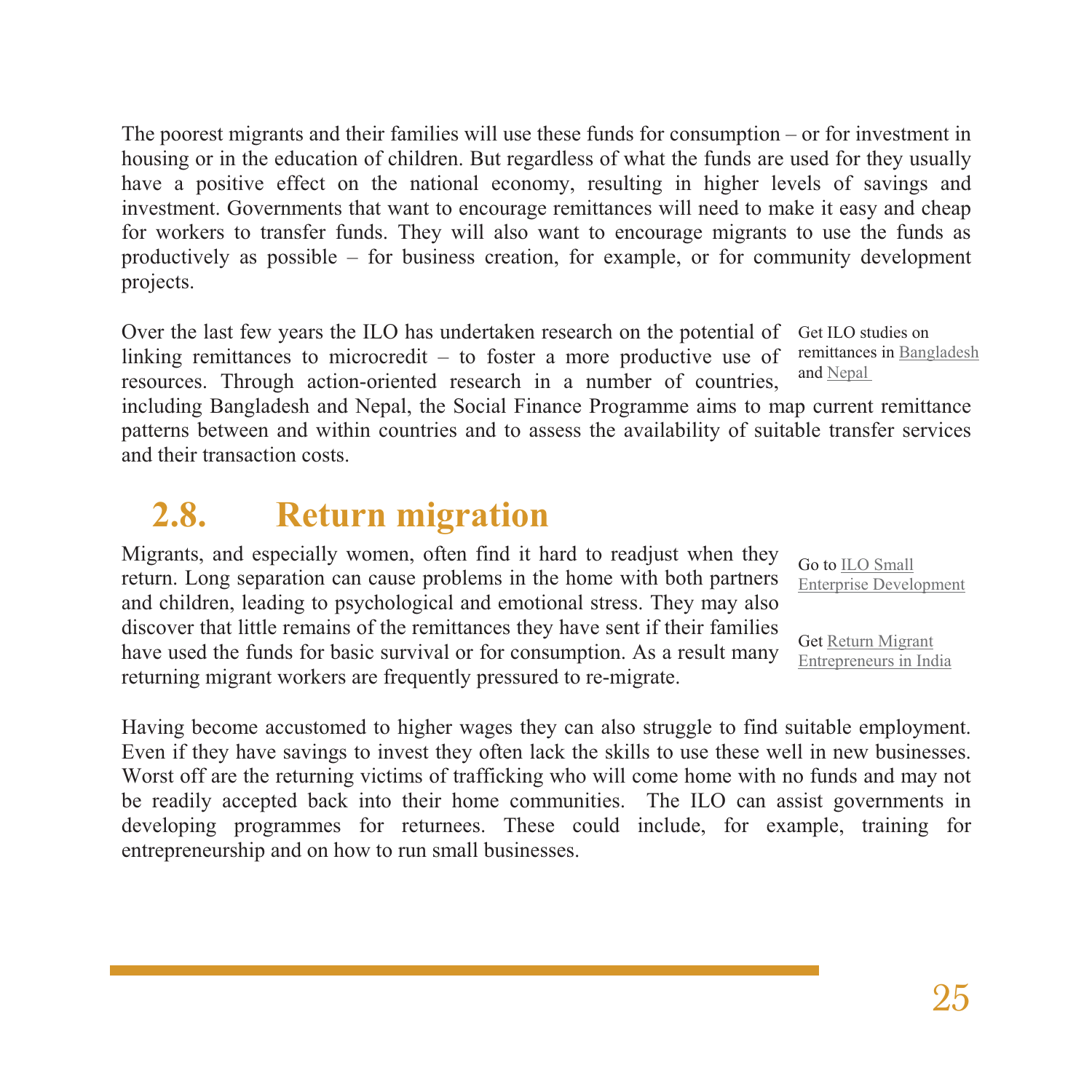The poorest migrants and their families will use these funds for consumption – or for investment in housing or in the education of children. But regardless of what the funds are used for they usually have a positive effect on the national economy, resulting in higher levels of savings and investment. Governments that want to encourage remittances will need to make it easy and cheap for workers to transfer funds. They will also want to encourage migrants to use the funds as productively as possible – for business creation, for example, or for community development projects.

Over the last few years the ILO has undertaken research on the potential of linking remittances to microcredit – to foster a more productive use of resources. Through action-oriented research in a number of countries, including Bangladesh and Nepal, the Social Finance Programme aims to map current remittance patterns between and within countries and to assess the availability of suitable transfer services and their transaction costs.

Get ILO studies on remittances in Bangladesh and Nepal

## 2.8. Return migration

Migrants, and especially women, often find it hard to readjust when they return. Long separation can cause problems in the home with both partners and children, leading to psychological and emotional stress. They may also discover that little remains of the remittances they have sent if their families have used the funds for basic survival or for consumption. As a result many returning migrant workers are frequently pressured to re-migrate.

Go to ILO Small Enterprise Development

Get Return Migrant Entrepreneurs in India

Having become accustomed to higher wages they can also struggle to find suitable employment. Even if they have savings to invest they often lack the skills to use these well in new businesses. Worst off are the returning victims of trafficking who will come home with no funds and may not be readily accepted back into their home communities. The ILO can assist governments in developing programmes for returnees. These could include, for example, training for entrepreneurship and on how to run small businesses.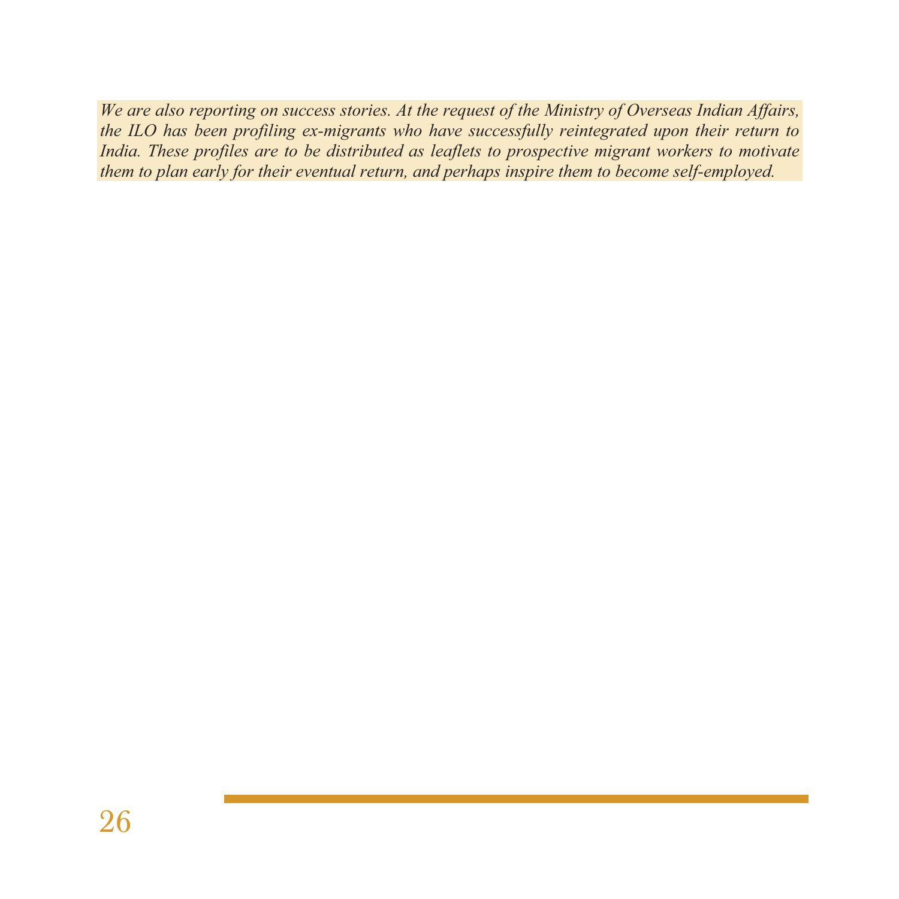*We are also reporting on success stories. At the request of the Ministry of Overseas Indian Affairs, the ILO has been profiling ex-migrants who have successfully reintegrated upon their return to India. These profiles are to be distributed as leaflets to prospective migrant workers to motivate them to plan early for their eventual return, and perhaps inspire them to become self-employed.*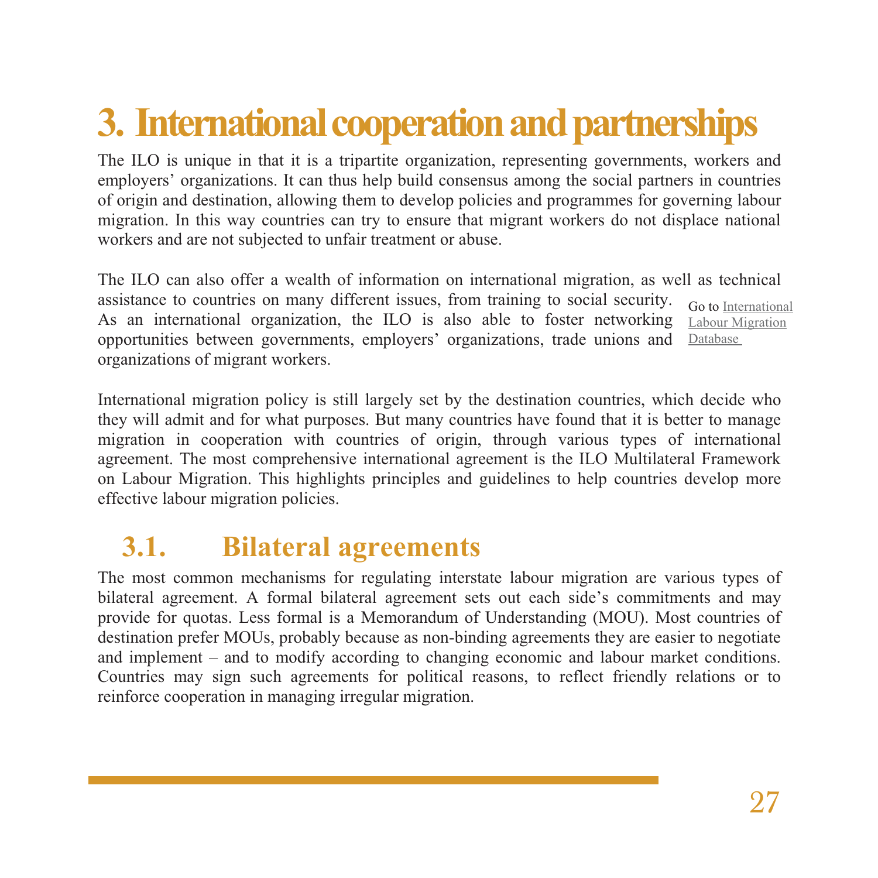# 3. International cooperation and partnerships

The ILO is unique in that it is a tripartite organization, representing governments, workers and employers' organizations. It can thus help build consensus among the social partners in countries of origin and destination, allowing them to develop policies and programmes for governing labour migration. In this way countries can try to ensure that migrant workers do not displace national workers and are not subjected to unfair treatment or abuse.

The ILO can also offer a wealth of information on international migration, as well as technical assistance to countries on many different issues, from training to social security. As an international organization, the ILO is also able to foster networking opportunities between governments, employers' organizations, trade unions and organizations of migrant workers.

Go to International Labour Migration Database

International migration policy is still largely set by the destination countries, which decide who they will admit and for what purposes. But many countries have found that it is better to manage migration in cooperation with countries of origin, through various types of international agreement. The most comprehensive international agreement is the ILO Multilateral Framework on Labour Migration. This highlights principles and guidelines to help countries develop more effective labour migration policies.

## 3.1. Bilateral agreements

The most common mechanisms for regulating interstate labour migration are various types of bilateral agreement. A formal bilateral agreement sets out each side's commitments and may provide for quotas. Less formal is a Memorandum of Understanding (MOU). Most countries of destination prefer MOUs, probably because as non-binding agreements they are easier to negotiate and implement – and to modify according to changing economic and labour market conditions. Countries may sign such agreements for political reasons, to reflect friendly relations or to reinforce cooperation in managing irregular migration.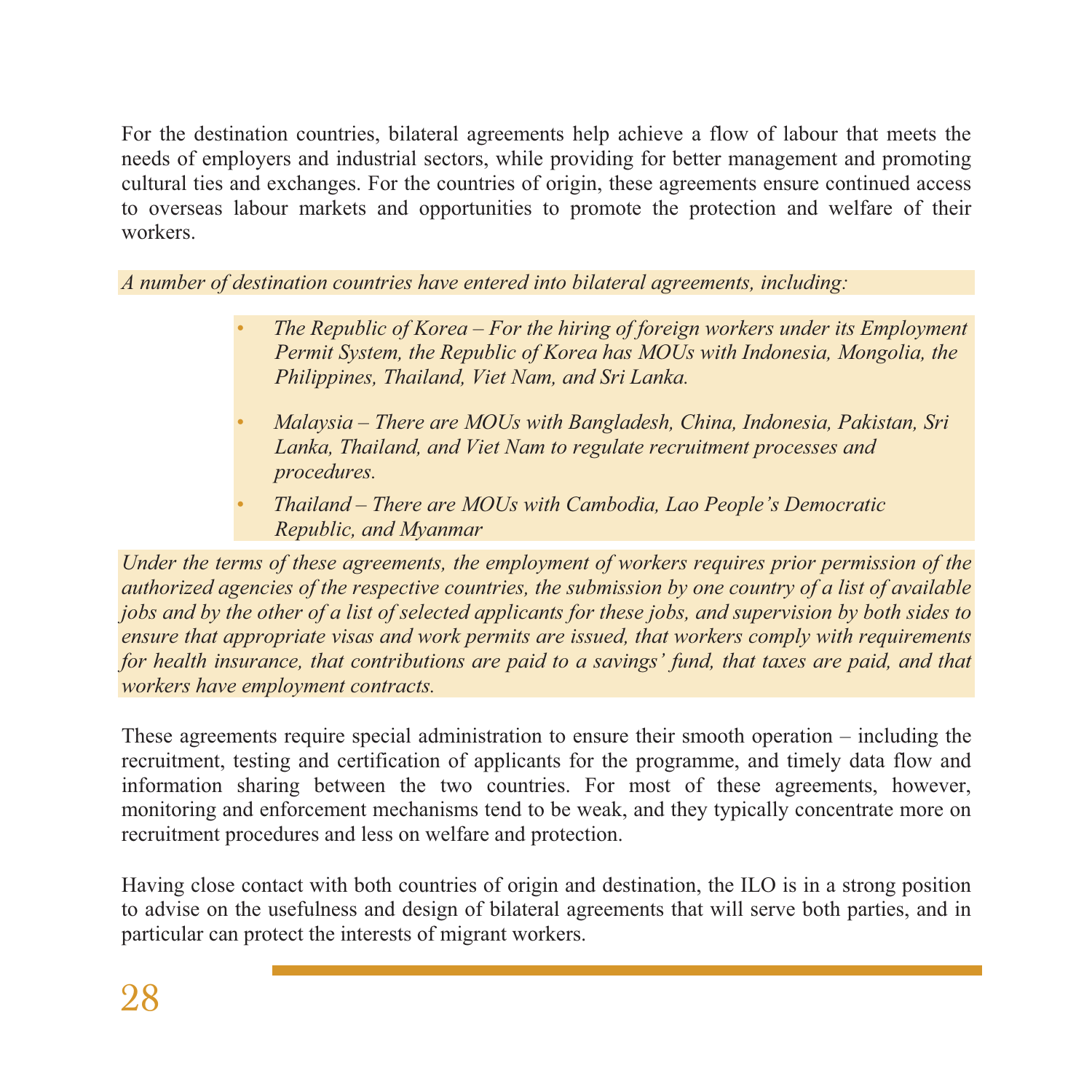For the destination countries, bilateral agreements help achieve a flow of labour that meets the needs of employers and industrial sectors, while providing for better management and promoting cultural ties and exchanges. For the countries of origin, these agreements ensure continued access to overseas labour markets and opportunities to promote the protection and welfare of their workers.

*A number of destination countries have entered into bilateral agreements, including:*

- *The Republic of Korea – For the hiring of foreign workers under its Employment Permit System, the Republic of Korea has MOUs with Indonesia, Mongolia, the Philippines, Thailand, Viet Nam, and Sri Lanka.*
- *Malaysia – There are MOUs with Bangladesh, China, Indonesia, Pakistan, Sri Lanka, Thailand, and Viet Nam to regulate recruitment processes and procedures.*
- *Thailand – There are MOUs with Cambodia, Lao People's Democratic Republic, and Myanmar*

*Under the terms of these agreements, the employment of workers requires prior permission of the authorized agencies of the respective countries, the submission by one country of a list of available jobs and by the other of a list of selected applicants for these jobs, and supervision by both sides to ensure that appropriate visas and work permits are issued, that workers comply with requirements for health insurance, that contributions are paid to a savings' fund, that taxes are paid, and that workers have employment contracts.*

These agreements require special administration to ensure their smooth operation – including the recruitment, testing and certification of applicants for the programme, and timely data flow and information sharing between the two countries. For most of these agreements, however, monitoring and enforcement mechanisms tend to be weak, and they typically concentrate more on recruitment procedures and less on welfare and protection.

Having close contact with both countries of origin and destination, the ILO is in a strong position to advise on the usefulness and design of bilateral agreements that will serve both parties, and in particular can protect the interests of migrant workers.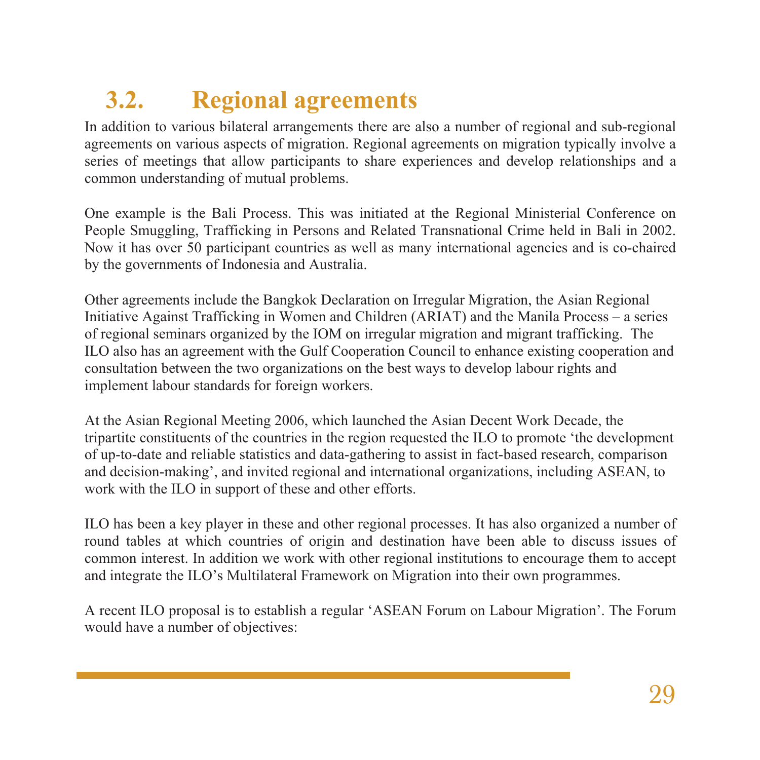## 3.2. Regional agreements

In addition to various bilateral arrangements there are also a number of regional and sub-regional agreements on various aspects of migration. Regional agreements on migration typically involve a series of meetings that allow participants to share experiences and develop relationships and a common understanding of mutual problems.

One example is the Bali Process. This was initiated at the Regional Ministerial Conference on People Smuggling, Trafficking in Persons and Related Transnational Crime held in Bali in 2002. Now it has over 50 participant countries as well as many international agencies and is co-chaired by the governments of Indonesia and Australia.

Other agreements include the Bangkok Declaration on Irregular Migration, the Asian Regional Initiative Against Trafficking in Women and Children (ARIAT) and the Manila Process – a series of regional seminars organized by the IOM on irregular migration and migrant trafficking. The ILO also has an agreement with the Gulf Cooperation Council to enhance existing cooperation and consultation between the two organizations on the best ways to develop labour rights and implement labour standards for foreign workers.

At the Asian Regional Meeting 2006, which launched the Asian Decent Work Decade, the tripartite constituents of the countries in the region requested the ILO to promote 'the development of up-to-date and reliable statistics and data-gathering to assist in fact-based research, comparison and decision-making', and invited regional and international organizations, including ASEAN, to work with the ILO in support of these and other efforts.

ILO has been a key player in these and other regional processes. It has also organized a number of round tables at which countries of origin and destination have been able to discuss issues of common interest. In addition we work with other regional institutions to encourage them to accept and integrate the ILO's Multilateral Framework on Migration into their own programmes.

A recent ILO proposal is to establish a regular 'ASEAN Forum on Labour Migration'. The Forum would have a number of objectives: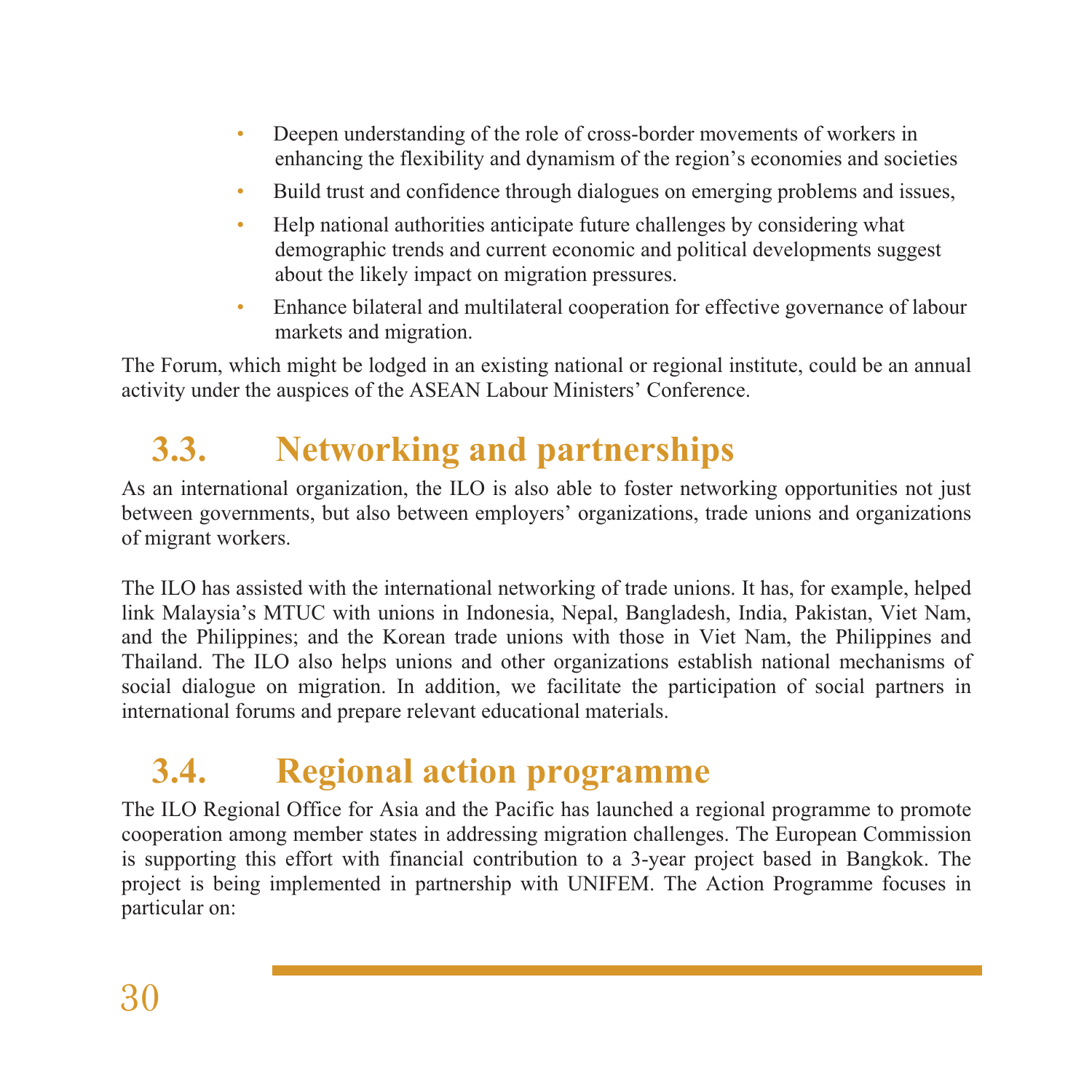- Deepen understanding of the role of cross-border movements of workers in enhancing the flexibility and dynamism of the region's economies and societies
- Build trust and confidence through dialogues on emerging problems and issues,
- Help national authorities anticipate future challenges by considering what demographic trends and current economic and political developments suggest about the likely impact on migration pressures.
- Enhance bilateral and multilateral cooperation for effective governance of labour markets and migration.

The Forum, which might be lodged in an existing national or regional institute, could be an annual activity under the auspices of the ASEAN Labour Ministers' Conference.

## 3.3. Networking and partnerships

As an international organization, the ILO is also able to foster networking opportunities not just between governments, but also between employers' organizations, trade unions and organizations of migrant workers.

The ILO has assisted with the international networking of trade unions. It has, for example, helped link Malaysia's MTUC with unions in Indonesia, Nepal, Bangladesh, India, Pakistan, Viet Nam, and the Philippines; and the Korean trade unions with those in Viet Nam, the Philippines and Thailand. The ILO also helps unions and other organizations establish national mechanisms of social dialogue on migration. In addition, we facilitate the participation of social partners in international forums and prepare relevant educational materials.

## 3.4. Regional action programme

The ILO Regional Office for Asia and the Pacific has launched a regional programme to promote cooperation among member states in addressing migration challenges. The European Commission is supporting this effort with financial contribution to a 3-year project based in Bangkok. The project is being implemented in partnership with UNIFEM. The Action Programme focuses in particular on: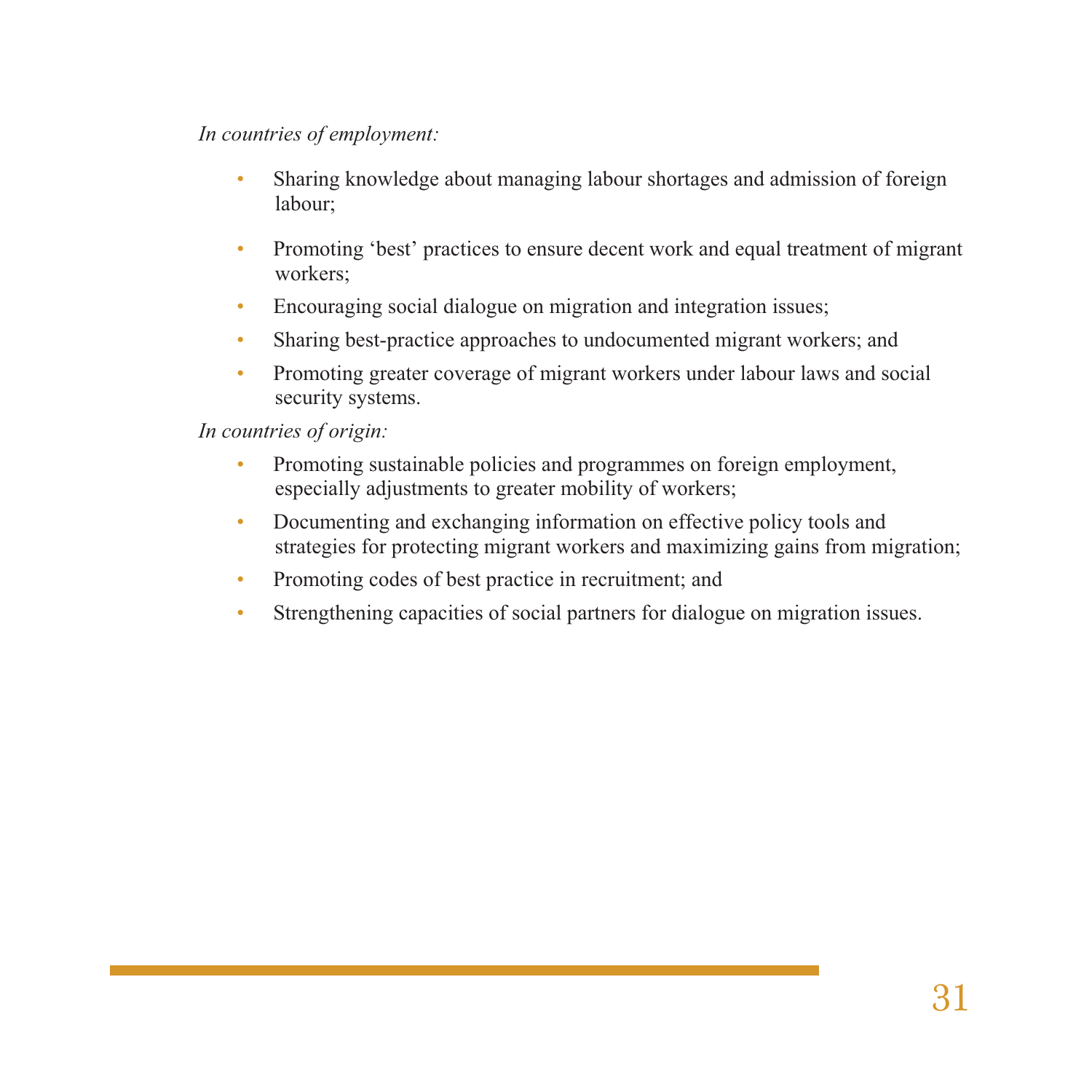*In countries of employment:*

- Sharing knowledge about managing labour shortages and admission of foreign labour;
- Promoting 'best' practices to ensure decent work and equal treatment of migrant workers;
- Encouraging social dialogue on migration and integration issues;
- Sharing best-practice approaches to undocumented migrant workers; and
- Promoting greater coverage of migrant workers under labour laws and social security systems.

*In countries of origin:*

- Promoting sustainable policies and programmes on foreign employment, especially adjustments to greater mobility of workers;
- Documenting and exchanging information on effective policy tools and strategies for protecting migrant workers and maximizing gains from migration;
- Promoting codes of best practice in recruitment; and
- Strengthening capacities of social partners for dialogue on migration issues.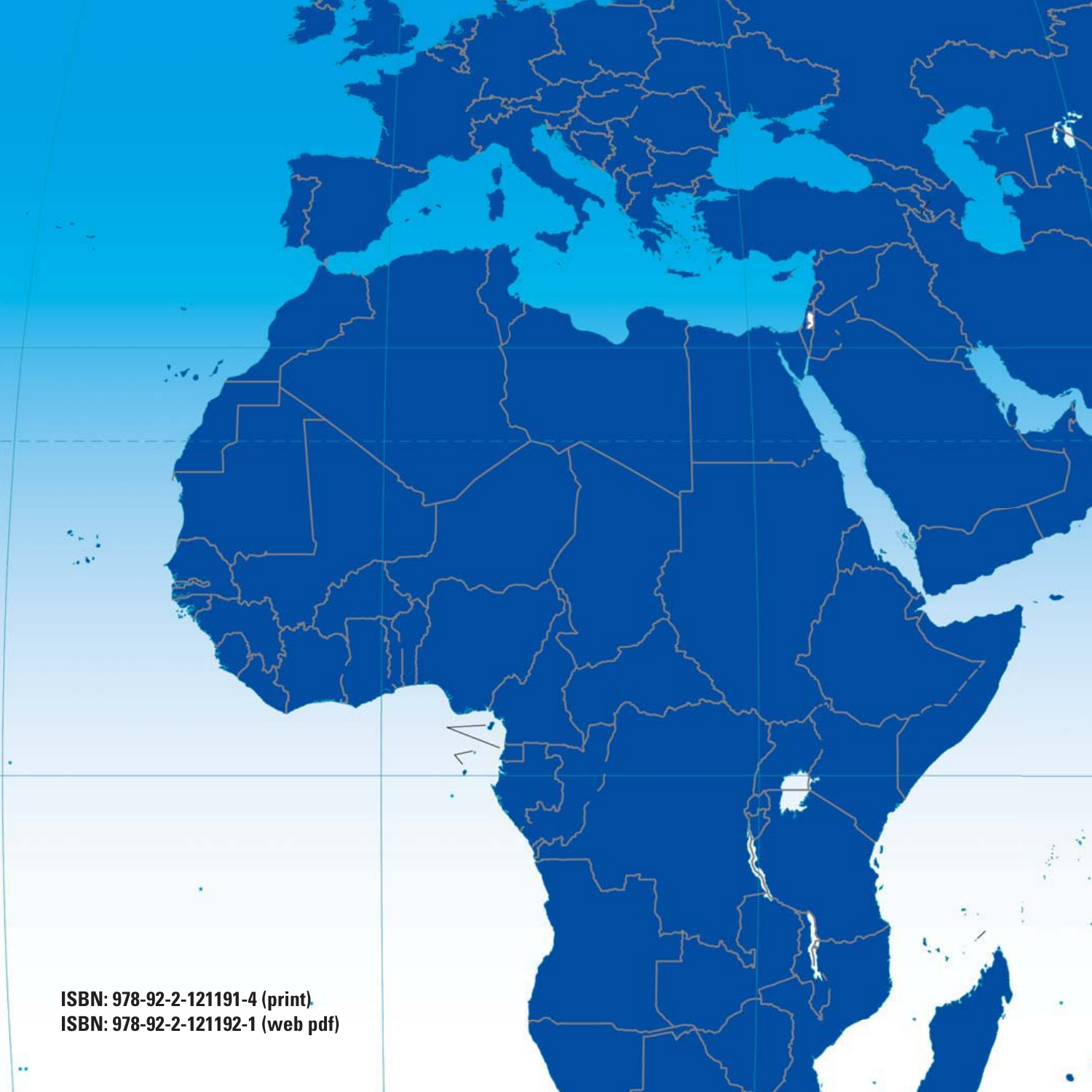**ISBN: 978-92-2-121191-4 (print)**
**ISBN: 978-92-2-121192-1 (web pdf)**